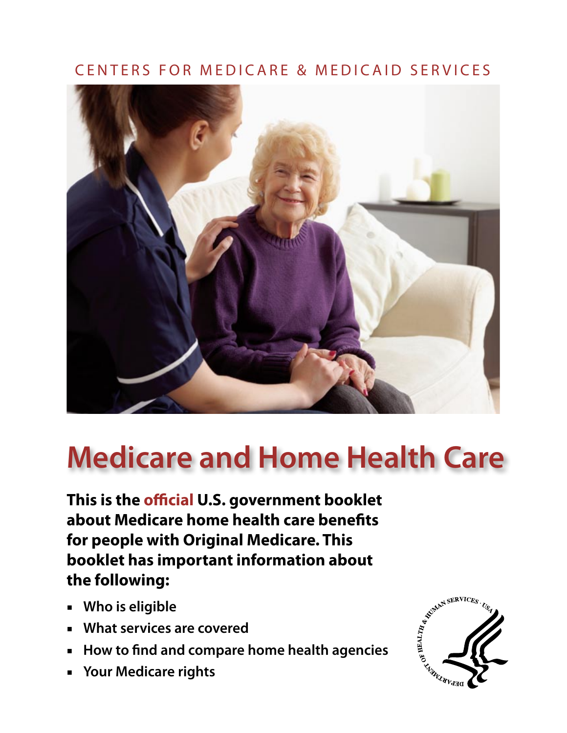CENTERS FOR MEDICARE & MEDICAID SERVICES

# Medicare and Home Health Care

**This is the official U.S. government booklet about Medicare home health care benefits for people with Original Medicare. This booklet has important information about the following:**

- **Who is eligible**
- **What services are covered**
- **How to find and compare home health agencies**
- **Your Medicare rights**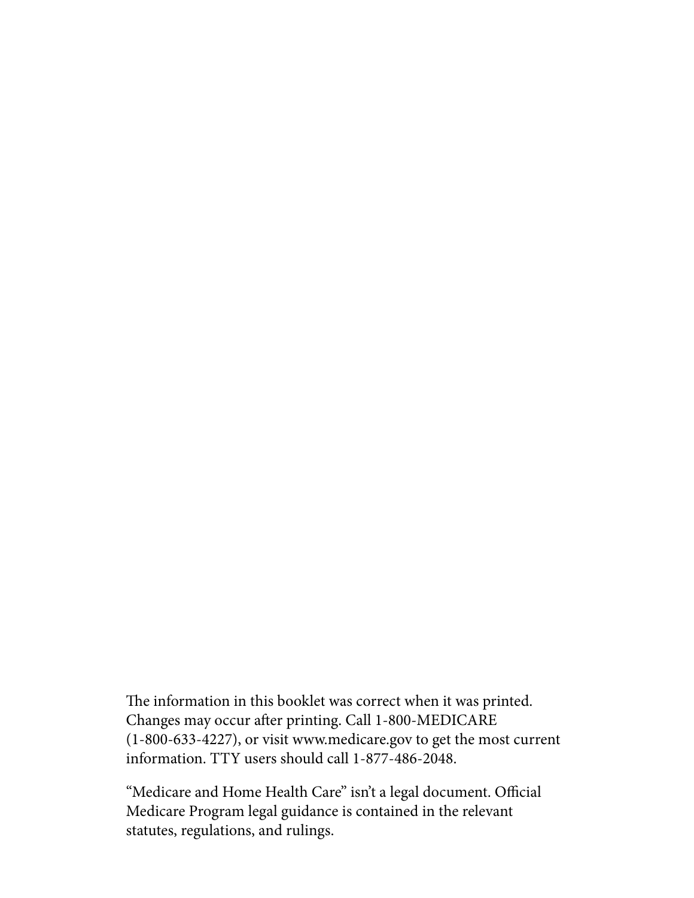The information in this booklet was correct when it was printed. Changes may occur after printing. Call 1-800-MEDICARE (1-800-633-4227), or visit www.medicare.gov to get the most current information. TTY users should call 1-877-486-2048.

"Medicare and Home Health Care" isn't a legal document. Official Medicare Program legal guidance is contained in the relevant statutes, regulations, and rulings.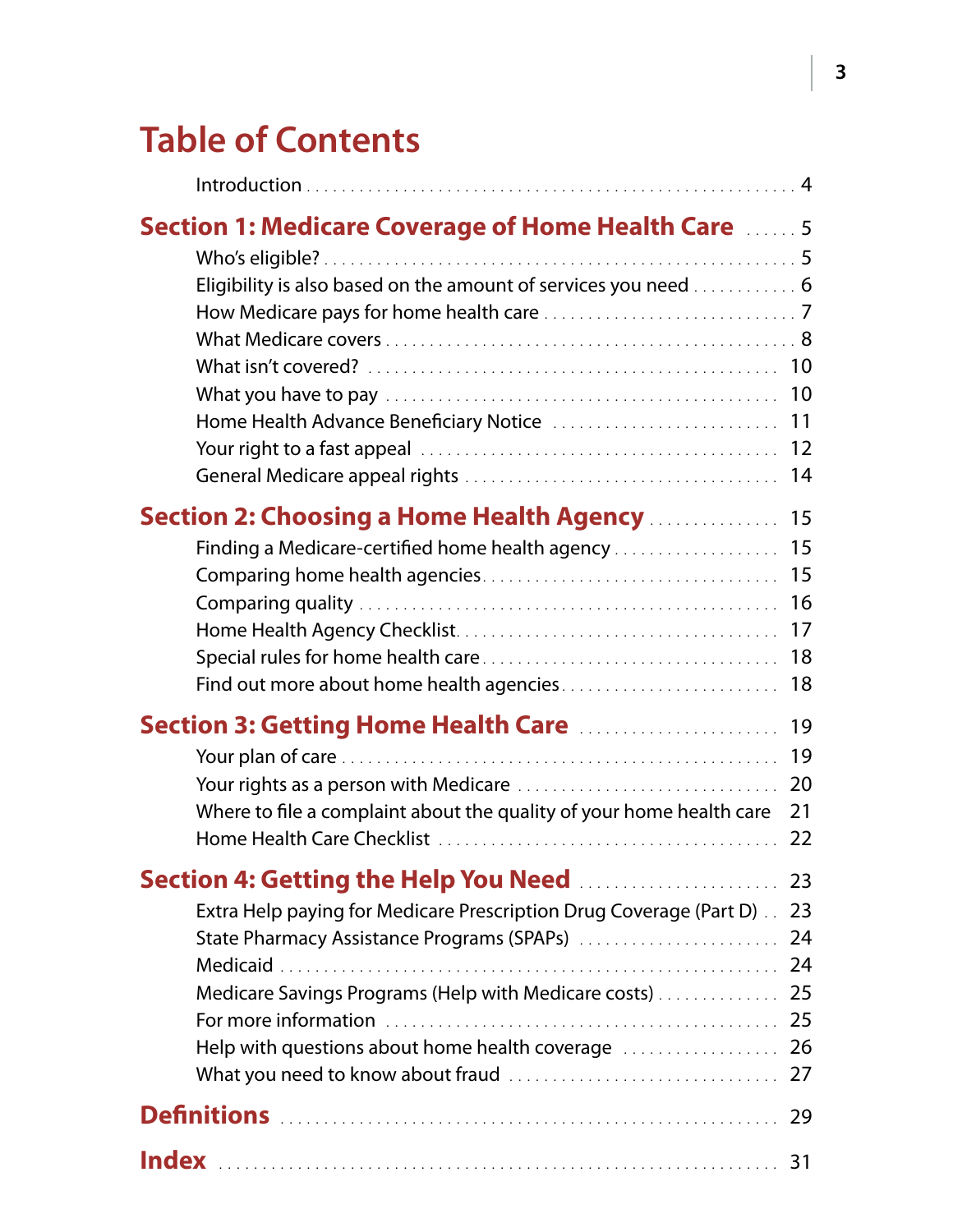# Table of Contents

Introduction . . . . . 4

**Section 1: Medicare Coverage of Home Health Care** . . . . . 5

- Who's eligible? . . . . . 5
- Eligibility is also based on the amount of services you need . . . . . 6
- How Medicare pays for home health care . . . . . 7
- What Medicare covers . . . . . 8
- What isn't covered? . . . . . 10
- What you have to pay . . . . . 10
- Home Health Advance Beneficiary Notice . . . . . 11
- Your right to a fast appeal . . . . . 12
- General Medicare appeal rights . . . . . 14

**Section 2: Choosing a Home Health Agency** . . . . . 15

- Finding a Medicare-certified home health agency . . . . . 15
- Comparing home health agencies . . . . . 15
- Comparing quality . . . . . 16
- Home Health Agency Checklist . . . . . 17
- Special rules for home health care . . . . . 18
- Find out more about home health agencies . . . . . 18

**Section 3: Getting Home Health Care** . . . . . 19

- Your plan of care . . . . . 19
- Your rights as a person with Medicare . . . . . 20
- Where to file a complaint about the quality of your home health care . . . . . 21
- Home Health Care Checklist . . . . . 22

**Section 4: Getting the Help You Need** . . . . . 23

- Extra Help paying for Medicare Prescription Drug Coverage (Part D) . . . . . 23
- State Pharmacy Assistance Programs (SPAPs) . . . . . 24
- Medicaid . . . . . 24
- Medicare Savings Programs (Help with Medicare costs) . . . . . 25
- For more information . . . . . 25
- Help with questions about home health coverage . . . . . 26
- What you need to know about fraud . . . . . 27

**Definitions** . . . . . 29

**Index** . . . . . 31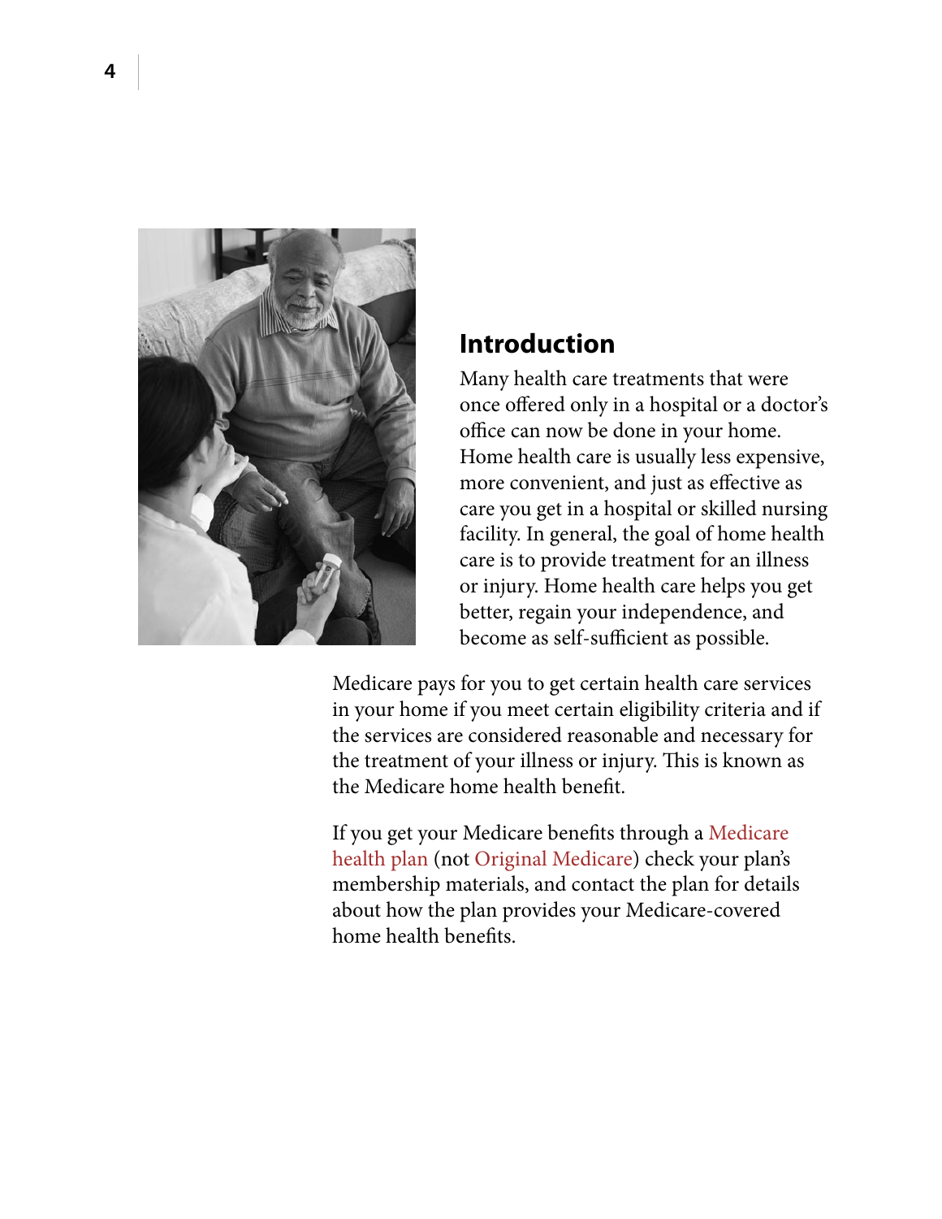## Introduction

Many health care treatments that were once offered only in a hospital or a doctor's office can now be done in your home. Home health care is usually less expensive, more convenient, and just as effective as care you get in a hospital or skilled nursing facility. In general, the goal of home health care is to provide treatment for an illness or injury. Home health care helps you get better, regain your independence, and become as self-sufficient as possible.

Medicare pays for you to get certain health care services in your home if you meet certain eligibility criteria and if the services are considered reasonable and necessary for the treatment of your illness or injury. This is known as the Medicare home health benefit.

If you get your Medicare benefits through a Medicare health plan (not Original Medicare) check your plan's membership materials, and contact the plan for details about how the plan provides your Medicare-covered home health benefits.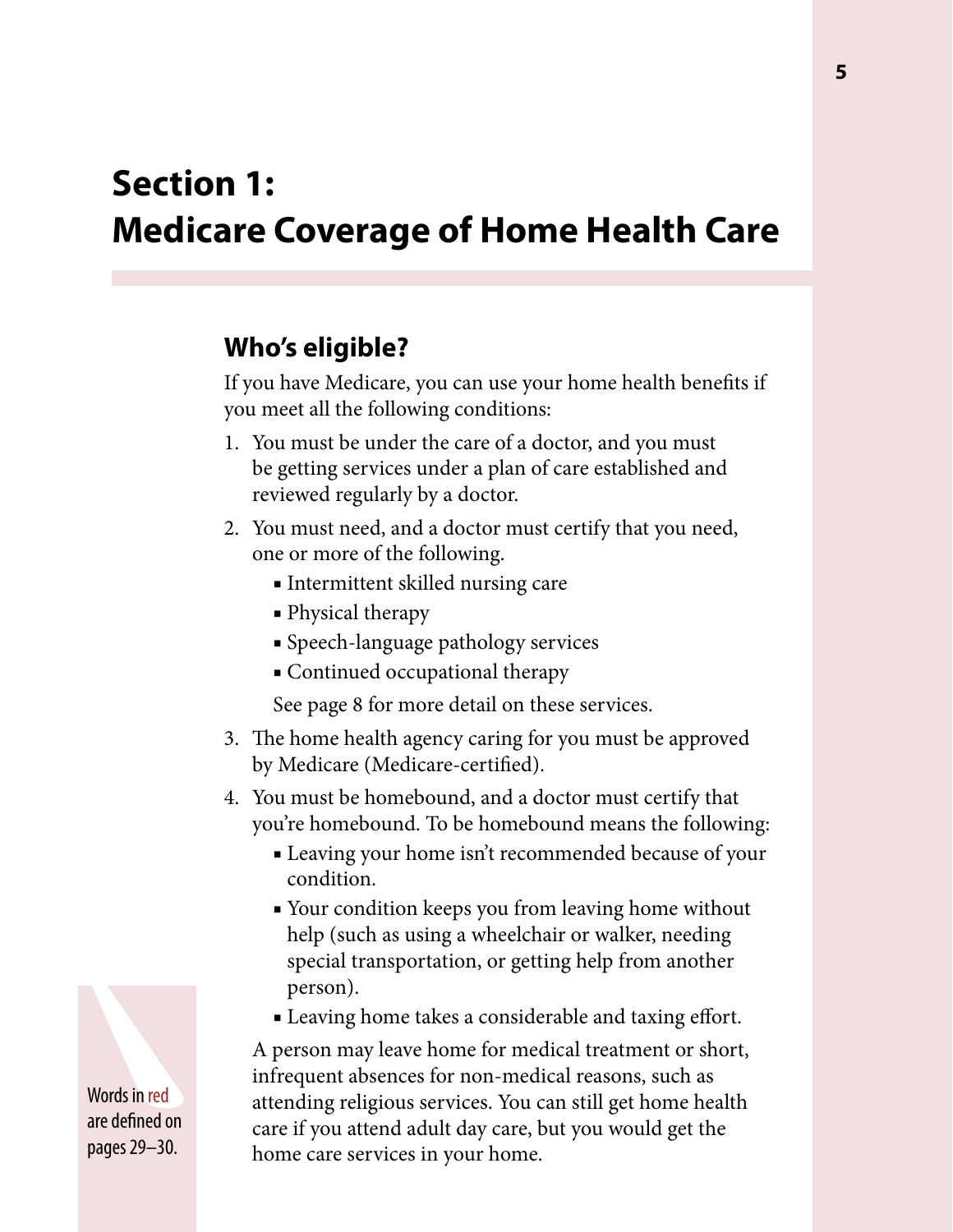# Section 1: Medicare Coverage of Home Health Care

## Who's eligible?

If you have Medicare, you can use your home health benefits if you meet all the following conditions:

1. You must be under the care of a doctor, and you must be getting services under a plan of care established and reviewed regularly by a doctor.
2. You must need, and a doctor must certify that you need, one or more of the following.
   - Intermittent skilled nursing care
   - Physical therapy
   - Speech-language pathology services
   - Continued occupational therapy

   See page 8 for more detail on these services.
3. The home health agency caring for you must be approved by Medicare (Medicare-certified).
4. You must be homebound, and a doctor must certify that you're homebound. To be homebound means the following:
   - Leaving your home isn't recommended because of your condition.
   - Your condition keeps you from leaving home without help (such as using a wheelchair or walker, needing special transportation, or getting help from another person).
   - Leaving home takes a considerable and taxing effort.

   A person may leave home for medical treatment or short, infrequent absences for non-medical reasons, such as attending religious services. You can still get home health care if you attend adult day care, but you would get the home care services in your home.

Words in red are defined on pages 29–30.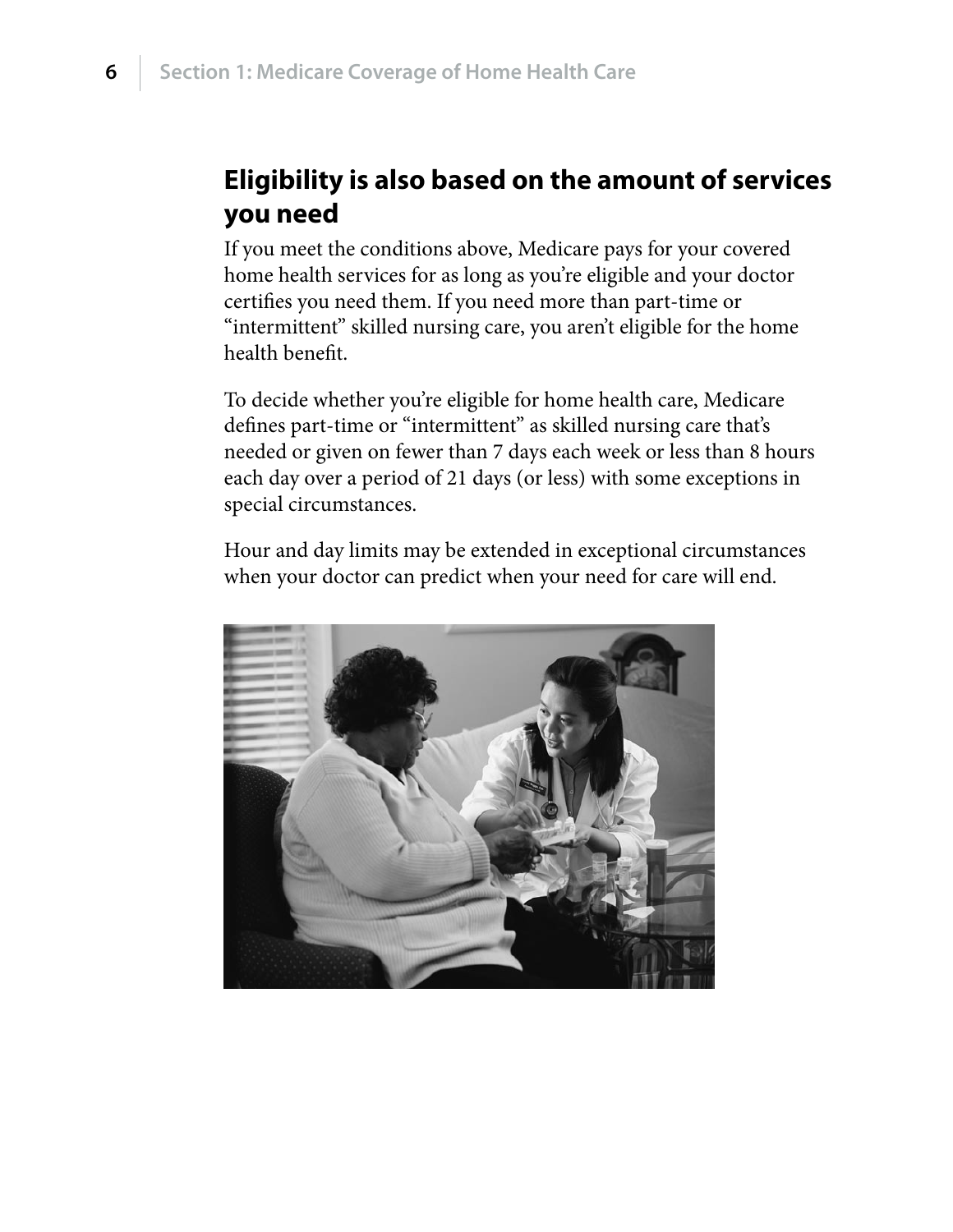## Eligibility is also based on the amount of services you need

If you meet the conditions above, Medicare pays for your covered home health services for as long as you're eligible and your doctor certifies you need them. If you need more than part-time or "intermittent" skilled nursing care, you aren't eligible for the home health benefit.

To decide whether you're eligible for home health care, Medicare defines part-time or "intermittent" as skilled nursing care that's needed or given on fewer than 7 days each week or less than 8 hours each day over a period of 21 days (or less) with some exceptions in special circumstances.

Hour and day limits may be extended in exceptional circumstances when your doctor can predict when your need for care will end.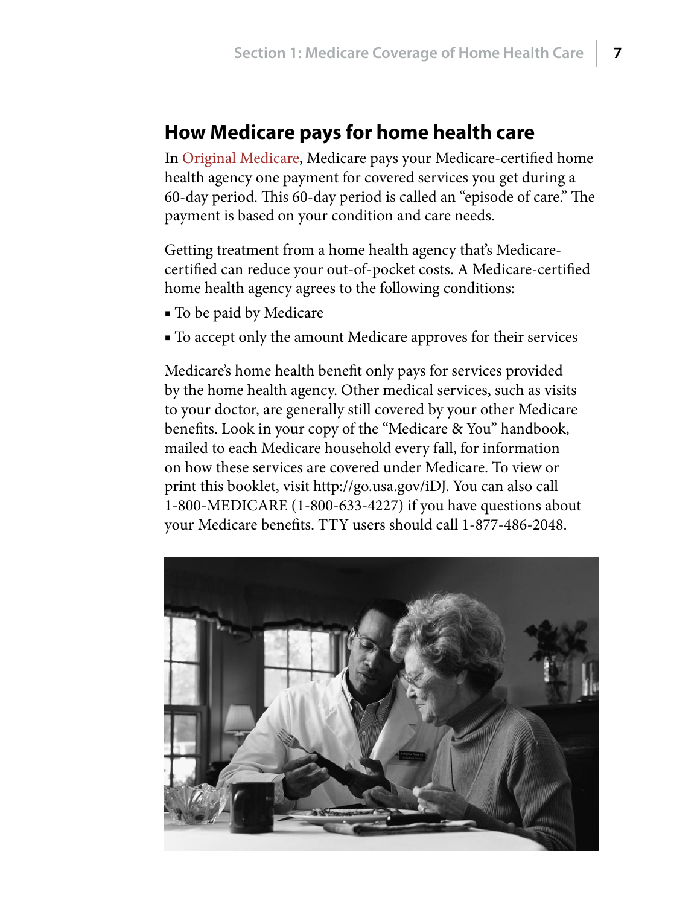## How Medicare pays for home health care

In Original Medicare, Medicare pays your Medicare-certified home health agency one payment for covered services you get during a 60-day period. This 60-day period is called an "episode of care." The payment is based on your condition and care needs.

Getting treatment from a home health agency that's Medicare-certified can reduce your out-of-pocket costs. A Medicare-certified home health agency agrees to the following conditions:

- To be paid by Medicare
- To accept only the amount Medicare approves for their services

Medicare's home health benefit only pays for services provided by the home health agency. Other medical services, such as visits to your doctor, are generally still covered by your other Medicare benefits. Look in your copy of the "Medicare & You" handbook, mailed to each Medicare household every fall, for information on how these services are covered under Medicare. To view or print this booklet, visit http://go.usa.gov/iDJ. You can also call 1-800-MEDICARE (1-800-633-4227) if you have questions about your Medicare benefits. TTY users should call 1-877-486-2048.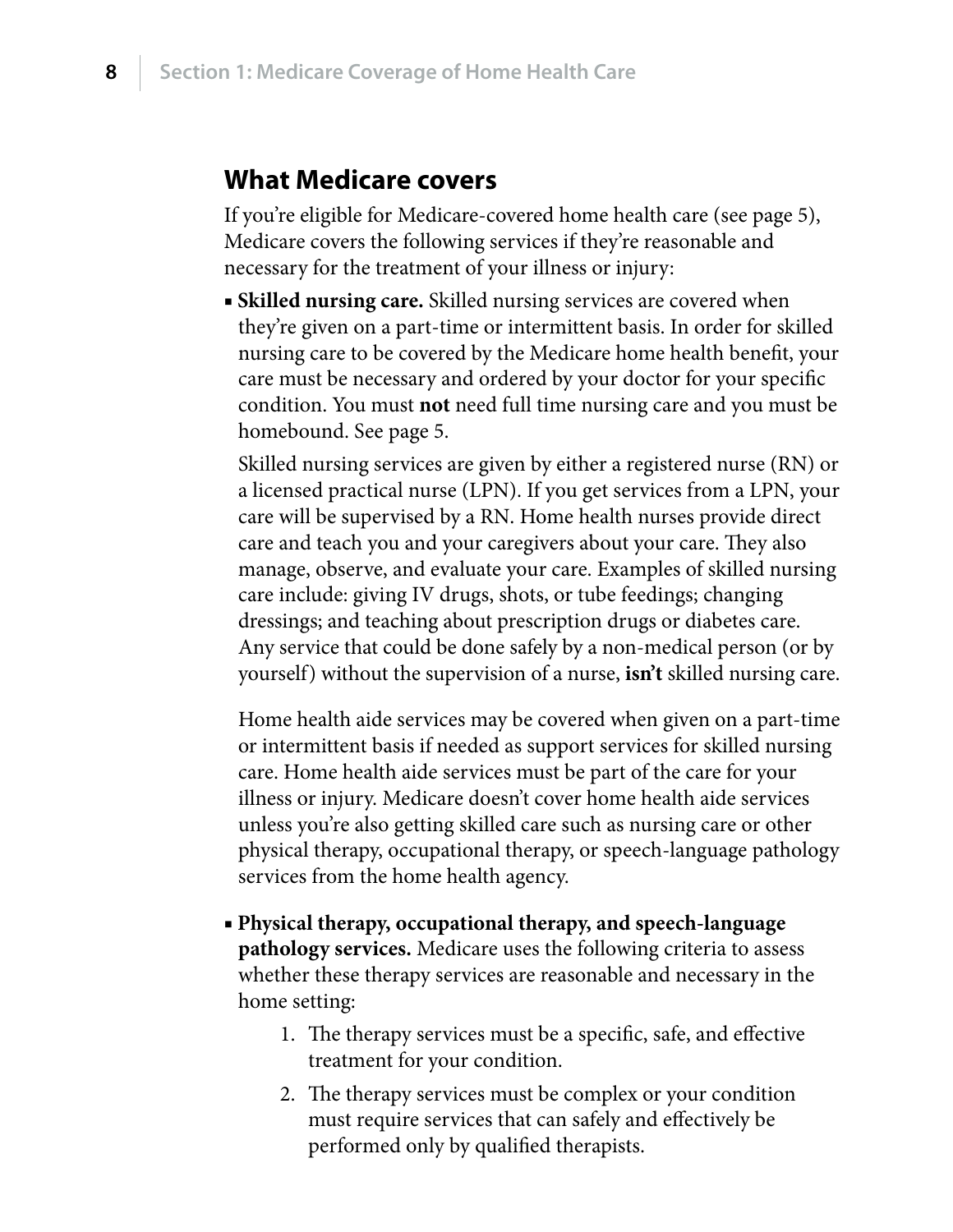## What Medicare covers

If you're eligible for Medicare-covered home health care (see page 5), Medicare covers the following services if they're reasonable and necessary for the treatment of your illness or injury:

- **Skilled nursing care.** Skilled nursing services are covered when they're given on a part-time or intermittent basis. In order for skilled nursing care to be covered by the Medicare home health benefit, your care must be necessary and ordered by your doctor for your specific condition. You must **not** need full time nursing care and you must be homebound. See page 5.

  Skilled nursing services are given by either a registered nurse (RN) or a licensed practical nurse (LPN). If you get services from a LPN, your care will be supervised by a RN. Home health nurses provide direct care and teach you and your caregivers about your care. They also manage, observe, and evaluate your care. Examples of skilled nursing care include: giving IV drugs, shots, or tube feedings; changing dressings; and teaching about prescription drugs or diabetes care. Any service that could be done safely by a non-medical person (or by yourself) without the supervision of a nurse, **isn't** skilled nursing care.

  Home health aide services may be covered when given on a part-time or intermittent basis if needed as support services for skilled nursing care. Home health aide services must be part of the care for your illness or injury. Medicare doesn't cover home health aide services unless you're also getting skilled care such as nursing care or other physical therapy, occupational therapy, or speech-language pathology services from the home health agency.

- **Physical therapy, occupational therapy, and speech-language pathology services.** Medicare uses the following criteria to assess whether these therapy services are reasonable and necessary in the home setting:

  1. The therapy services must be a specific, safe, and effective treatment for your condition.
  2. The therapy services must be complex or your condition must require services that can safely and effectively be performed only by qualified therapists.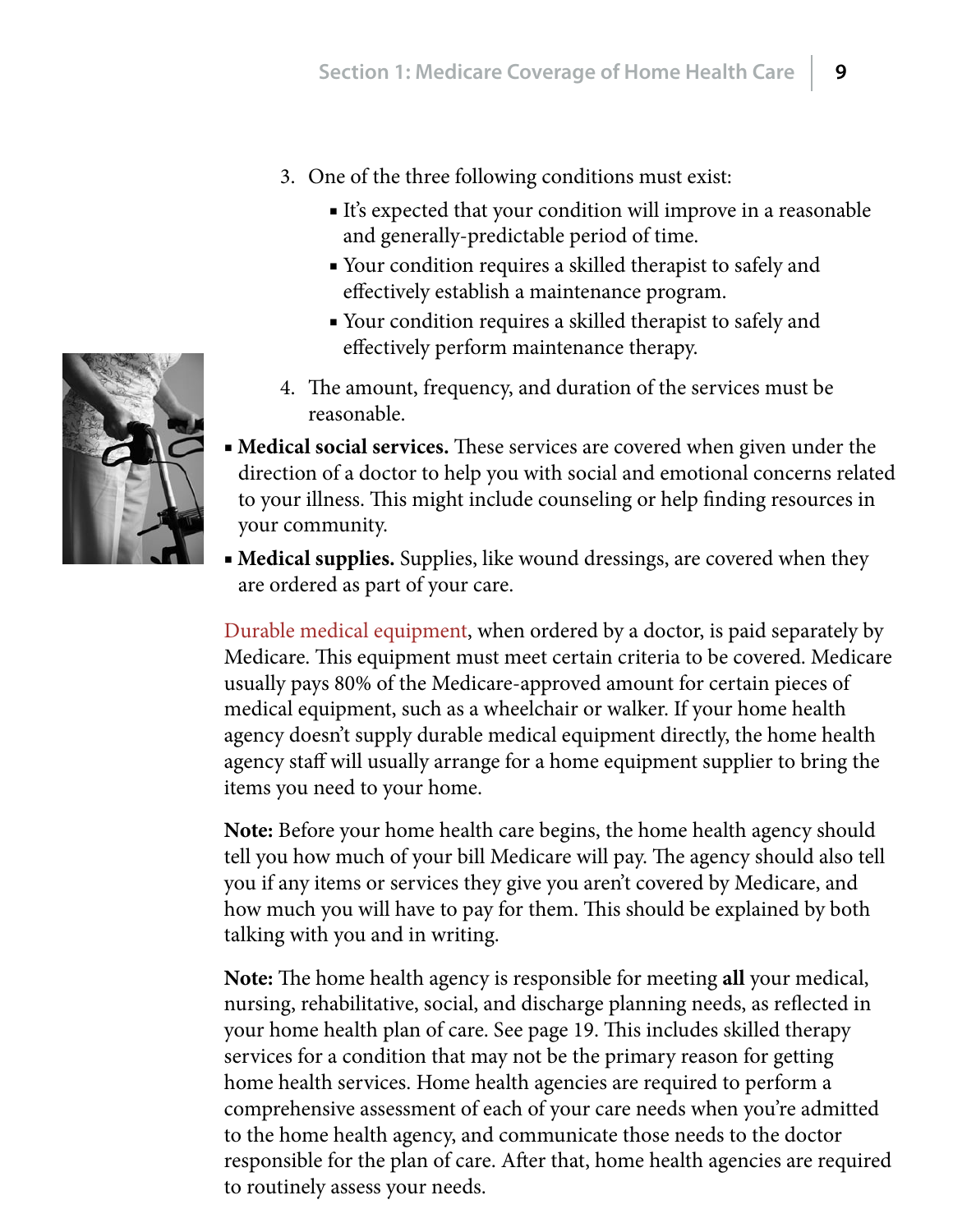3. One of the three following conditions must exist:
   - It's expected that your condition will improve in a reasonable and generally-predictable period of time.
   - Your condition requires a skilled therapist to safely and effectively establish a maintenance program.
   - Your condition requires a skilled therapist to safely and effectively perform maintenance therapy.
4. The amount, frequency, and duration of the services must be reasonable.

- **Medical social services.** These services are covered when given under the direction of a doctor to help you with social and emotional concerns related to your illness. This might include counseling or help finding resources in your community.
- **Medical supplies.** Supplies, like wound dressings, are covered when they are ordered as part of your care.

Durable medical equipment, when ordered by a doctor, is paid separately by Medicare. This equipment must meet certain criteria to be covered. Medicare usually pays 80% of the Medicare-approved amount for certain pieces of medical equipment, such as a wheelchair or walker. If your home health agency doesn't supply durable medical equipment directly, the home health agency staff will usually arrange for a home equipment supplier to bring the items you need to your home.

**Note:** Before your home health care begins, the home health agency should tell you how much of your bill Medicare will pay. The agency should also tell you if any items or services they give you aren't covered by Medicare, and how much you will have to pay for them. This should be explained by both talking with you and in writing.

**Note:** The home health agency is responsible for meeting **all** your medical, nursing, rehabilitative, social, and discharge planning needs, as reflected in your home health plan of care. See page 19. This includes skilled therapy services for a condition that may not be the primary reason for getting home health services. Home health agencies are required to perform a comprehensive assessment of each of your care needs when you're admitted to the home health agency, and communicate those needs to the doctor responsible for the plan of care. After that, home health agencies are required to routinely assess your needs.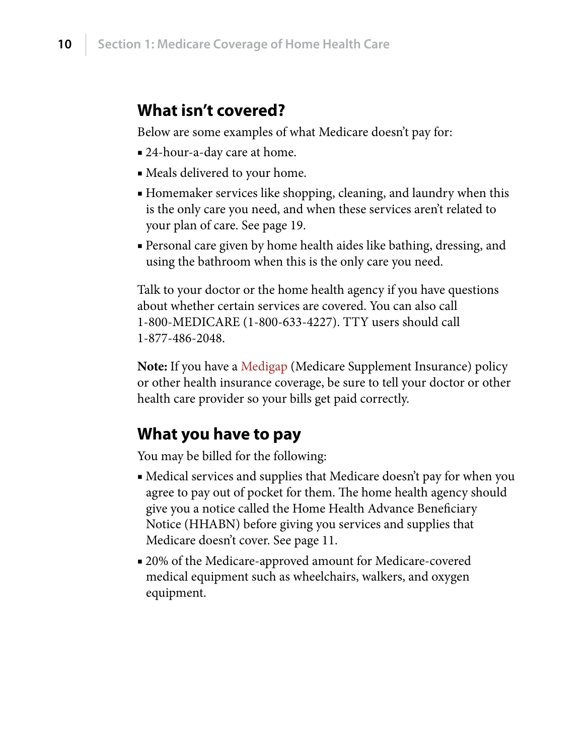## What isn't covered?

Below are some examples of what Medicare doesn't pay for:

- 24-hour-a-day care at home.
- Meals delivered to your home.
- Homemaker services like shopping, cleaning, and laundry when this is the only care you need, and when these services aren't related to your plan of care. See page 19.
- Personal care given by home health aides like bathing, dressing, and using the bathroom when this is the only care you need.

Talk to your doctor or the home health agency if you have questions about whether certain services are covered. You can also call 1-800-MEDICARE (1-800-633-4227). TTY users should call 1-877-486-2048.

**Note:** If you have a Medigap (Medicare Supplement Insurance) policy or other health insurance coverage, be sure to tell your doctor or other health care provider so your bills get paid correctly.

## What you have to pay

You may be billed for the following:

- Medical services and supplies that Medicare doesn't pay for when you agree to pay out of pocket for them. The home health agency should give you a notice called the Home Health Advance Beneficiary Notice (HHABN) before giving you services and supplies that Medicare doesn't cover. See page 11.
- 20% of the Medicare-approved amount for Medicare-covered medical equipment such as wheelchairs, walkers, and oxygen equipment.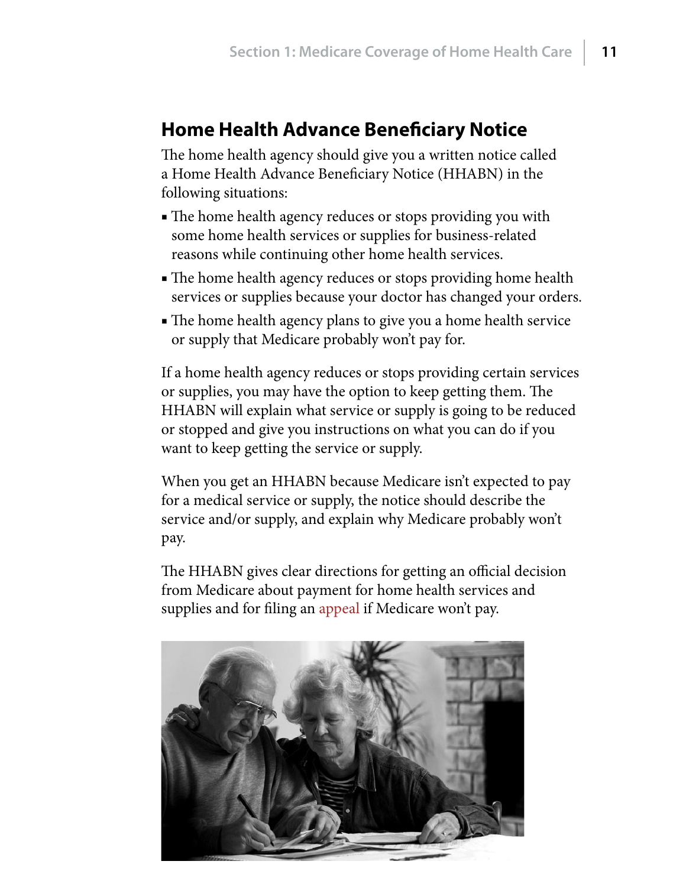## Home Health Advance Beneficiary Notice

The home health agency should give you a written notice called a Home Health Advance Beneficiary Notice (HHABN) in the following situations:

- The home health agency reduces or stops providing you with some home health services or supplies for business-related reasons while continuing other home health services.
- The home health agency reduces or stops providing home health services or supplies because your doctor has changed your orders.
- The home health agency plans to give you a home health service or supply that Medicare probably won't pay for.

If a home health agency reduces or stops providing certain services or supplies, you may have the option to keep getting them. The HHABN will explain what service or supply is going to be reduced or stopped and give you instructions on what you can do if you want to keep getting the service or supply.

When you get an HHABN because Medicare isn't expected to pay for a medical service or supply, the notice should describe the service and/or supply, and explain why Medicare probably won't pay.

The HHABN gives clear directions for getting an official decision from Medicare about payment for home health services and supplies and for filing an appeal if Medicare won't pay.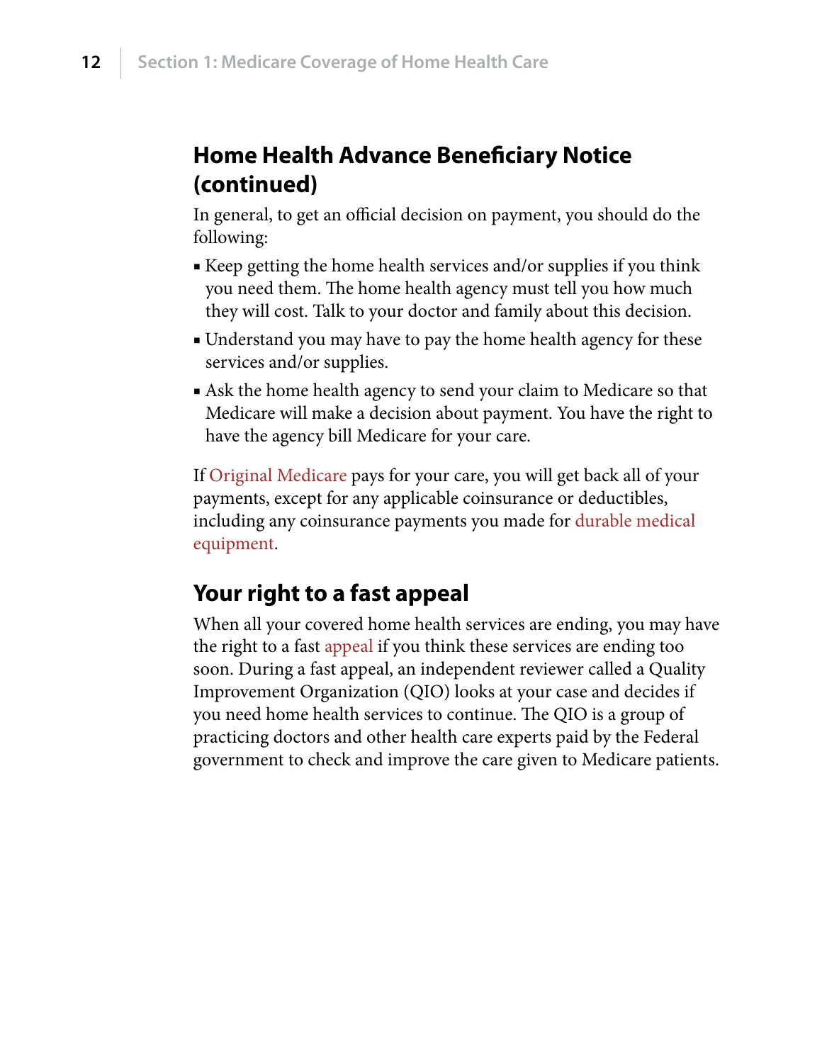## Home Health Advance Beneficiary Notice (continued)

In general, to get an official decision on payment, you should do the following:

- Keep getting the home health services and/or supplies if you think you need them. The home health agency must tell you how much they will cost. Talk to your doctor and family about this decision.
- Understand you may have to pay the home health agency for these services and/or supplies.
- Ask the home health agency to send your claim to Medicare so that Medicare will make a decision about payment. You have the right to have the agency bill Medicare for your care.

If Original Medicare pays for your care, you will get back all of your payments, except for any applicable coinsurance or deductibles, including any coinsurance payments you made for durable medical equipment.

## Your right to a fast appeal

When all your covered home health services are ending, you may have the right to a fast appeal if you think these services are ending too soon. During a fast appeal, an independent reviewer called a Quality Improvement Organization (QIO) looks at your case and decides if you need home health services to continue. The QIO is a group of practicing doctors and other health care experts paid by the Federal government to check and improve the care given to Medicare patients.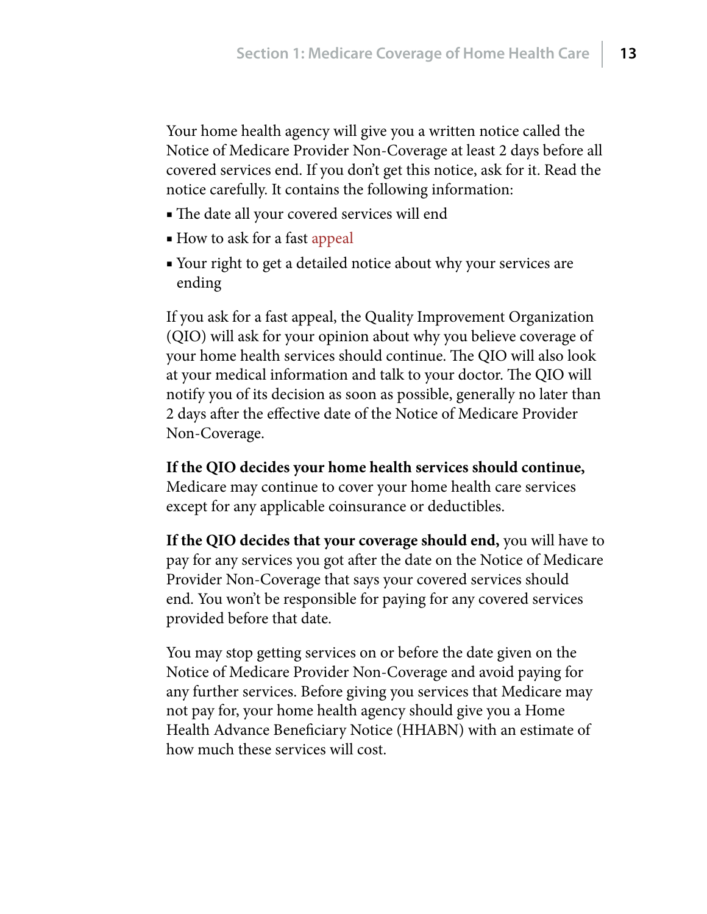Your home health agency will give you a written notice called the Notice of Medicare Provider Non-Coverage at least 2 days before all covered services end. If you don't get this notice, ask for it. Read the notice carefully. It contains the following information:

- The date all your covered services will end
- How to ask for a fast appeal
- Your right to get a detailed notice about why your services are ending

If you ask for a fast appeal, the Quality Improvement Organization (QIO) will ask for your opinion about why you believe coverage of your home health services should continue. The QIO will also look at your medical information and talk to your doctor. The QIO will notify you of its decision as soon as possible, generally no later than 2 days after the effective date of the Notice of Medicare Provider Non-Coverage.

**If the QIO decides your home health services should continue,** Medicare may continue to cover your home health care services except for any applicable coinsurance or deductibles.

**If the QIO decides that your coverage should end,** you will have to pay for any services you got after the date on the Notice of Medicare Provider Non-Coverage that says your covered services should end. You won't be responsible for paying for any covered services provided before that date.

You may stop getting services on or before the date given on the Notice of Medicare Provider Non-Coverage and avoid paying for any further services. Before giving you services that Medicare may not pay for, your home health agency should give you a Home Health Advance Beneficiary Notice (HHABN) with an estimate of how much these services will cost.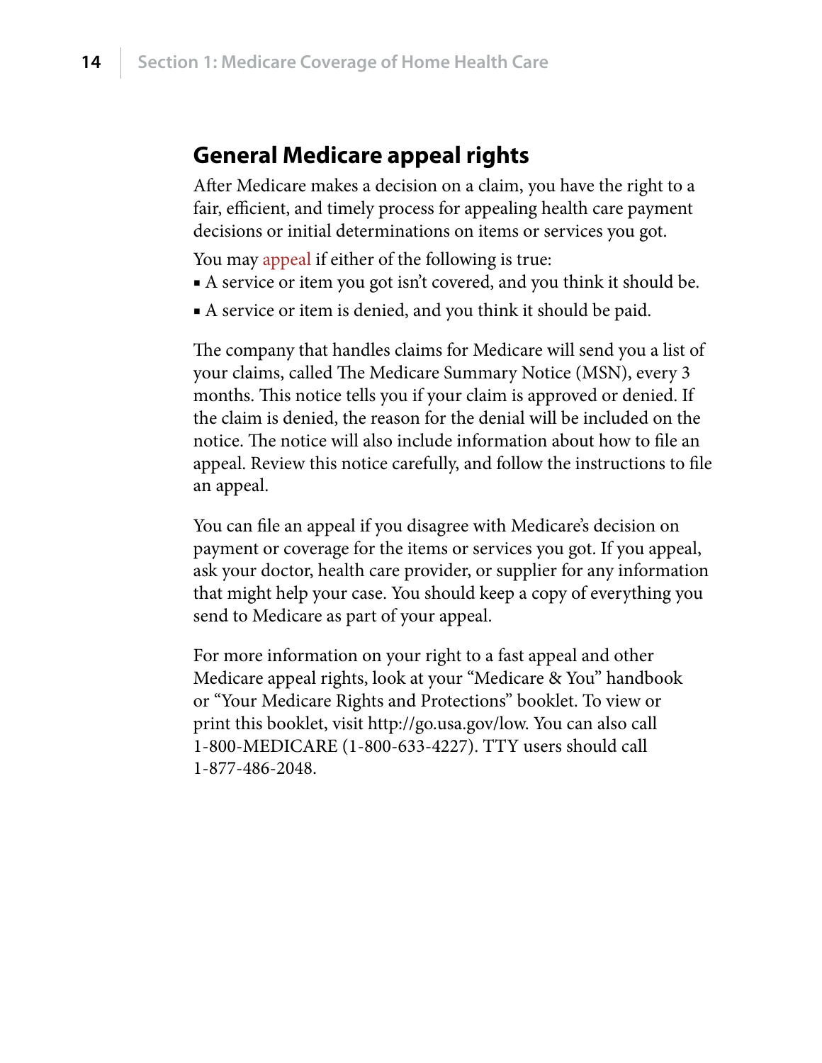## General Medicare appeal rights

After Medicare makes a decision on a claim, you have the right to a fair, efficient, and timely process for appealing health care payment decisions or initial determinations on items or services you got.

You may appeal if either of the following is true:

- A service or item you got isn't covered, and you think it should be.
- A service or item is denied, and you think it should be paid.

The company that handles claims for Medicare will send you a list of your claims, called The Medicare Summary Notice (MSN), every 3 months. This notice tells you if your claim is approved or denied. If the claim is denied, the reason for the denial will be included on the notice. The notice will also include information about how to file an appeal. Review this notice carefully, and follow the instructions to file an appeal.

You can file an appeal if you disagree with Medicare's decision on payment or coverage for the items or services you got. If you appeal, ask your doctor, health care provider, or supplier for any information that might help your case. You should keep a copy of everything you send to Medicare as part of your appeal.

For more information on your right to a fast appeal and other Medicare appeal rights, look at your "Medicare & You" handbook or "Your Medicare Rights and Protections" booklet. To view or print this booklet, visit http://go.usa.gov/low. You can also call 1-800-MEDICARE (1-800-633-4227). TTY users should call 1-877-486-2048.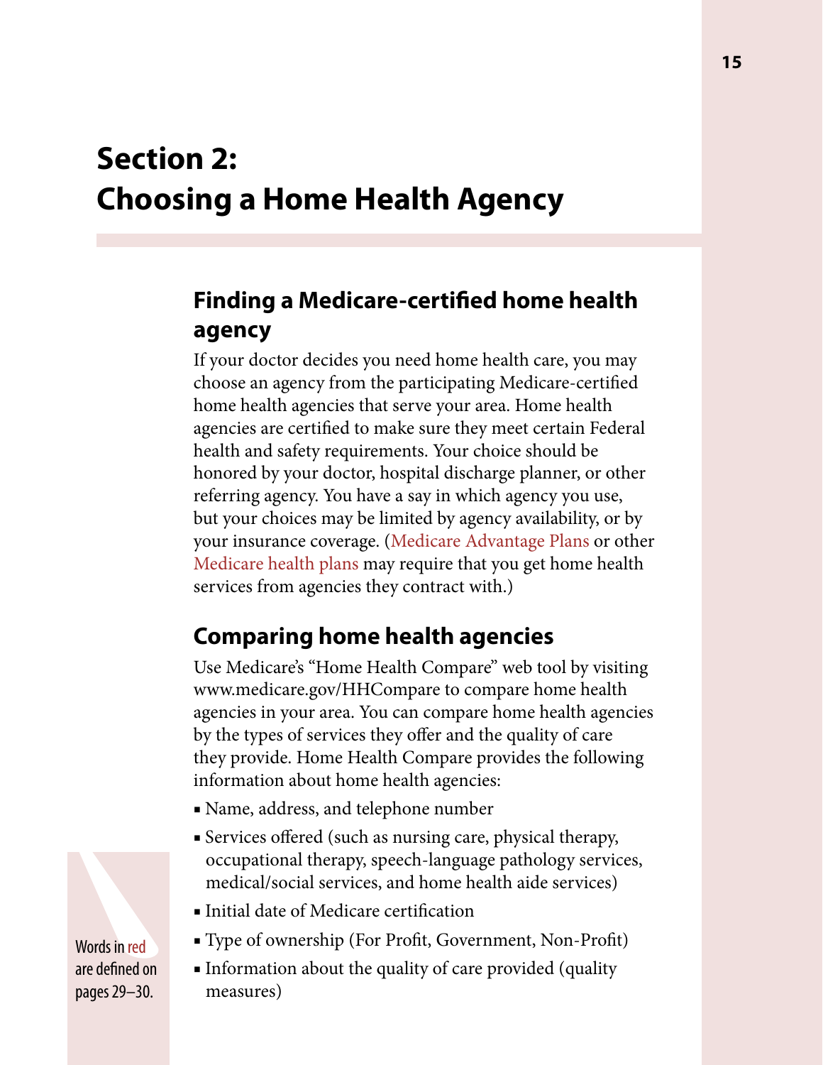# Section 2: Choosing a Home Health Agency

## Finding a Medicare-certified home health agency

If your doctor decides you need home health care, you may choose an agency from the participating Medicare-certified home health agencies that serve your area. Home health agencies are certified to make sure they meet certain Federal health and safety requirements. Your choice should be honored by your doctor, hospital discharge planner, or other referring agency. You have a say in which agency you use, but your choices may be limited by agency availability, or by your insurance coverage. (Medicare Advantage Plans or other Medicare health plans may require that you get home health services from agencies they contract with.)

## Comparing home health agencies

Use Medicare's "Home Health Compare" web tool by visiting www.medicare.gov/HHCompare to compare home health agencies in your area. You can compare home health agencies by the types of services they offer and the quality of care they provide. Home Health Compare provides the following information about home health agencies:

- Name, address, and telephone number
- Services offered (such as nursing care, physical therapy, occupational therapy, speech-language pathology services, medical/social services, and home health aide services)
- Initial date of Medicare certification
- Type of ownership (For Profit, Government, Non-Profit)
- Information about the quality of care provided (quality measures)

Words in red are defined on pages 29–30.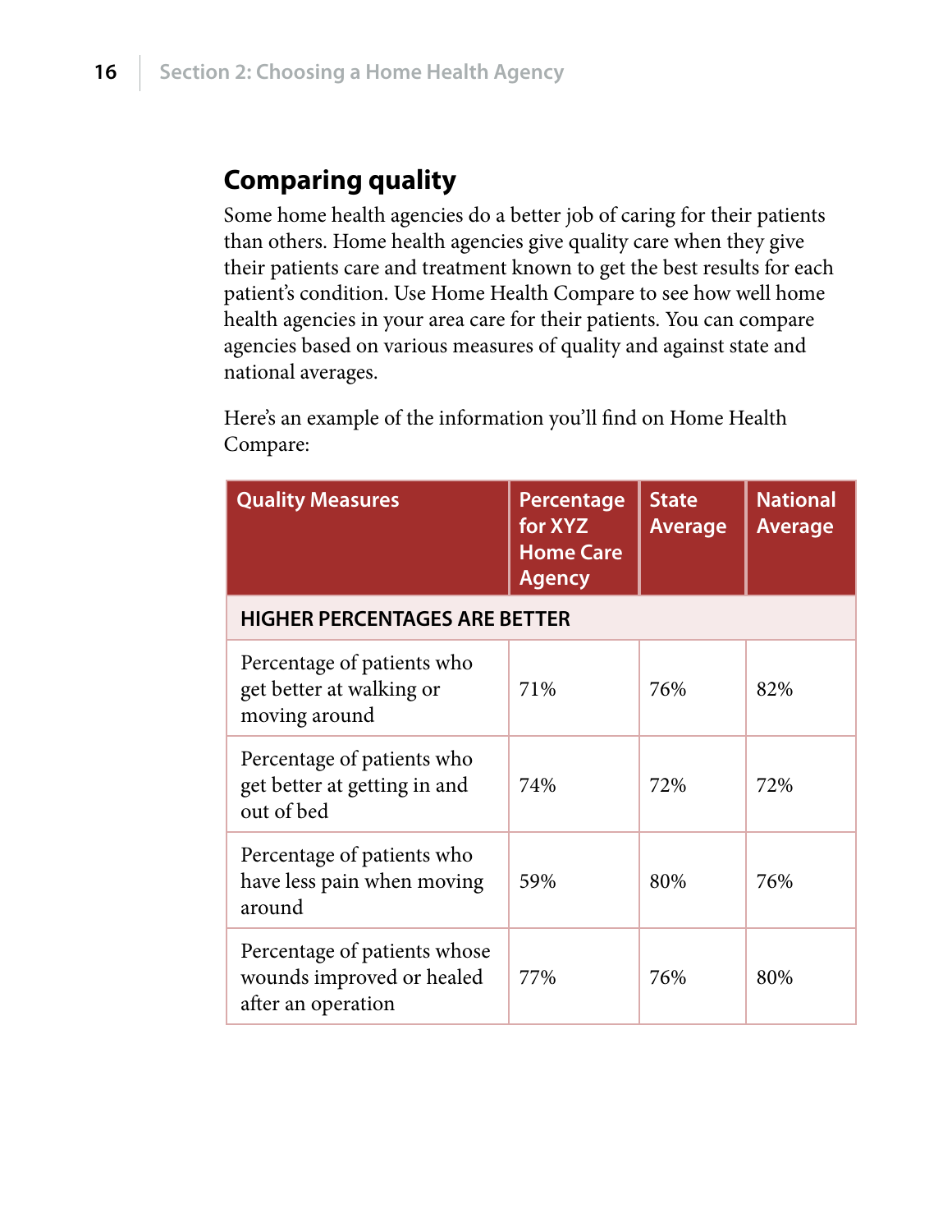## Comparing quality

Some home health agencies do a better job of caring for their patients than others. Home health agencies give quality care when they give their patients care and treatment known to get the best results for each patient's condition. Use Home Health Compare to see how well home health agencies in your area care for their patients. You can compare agencies based on various measures of quality and against state and national averages.

Here's an example of the information you'll find on Home Health Compare:

| Quality Measures | Percentage for XYZ Home Care Agency | State Average | National Average |
|---|---|---|---|
| **HIGHER PERCENTAGES ARE BETTER** | | | |
| Percentage of patients who get better at walking or moving around | 71% | 76% | 82% |
| Percentage of patients who get better at getting in and out of bed | 74% | 72% | 72% |
| Percentage of patients who have less pain when moving around | 59% | 80% | 76% |
| Percentage of patients whose wounds improved or healed after an operation | 77% | 76% | 80% |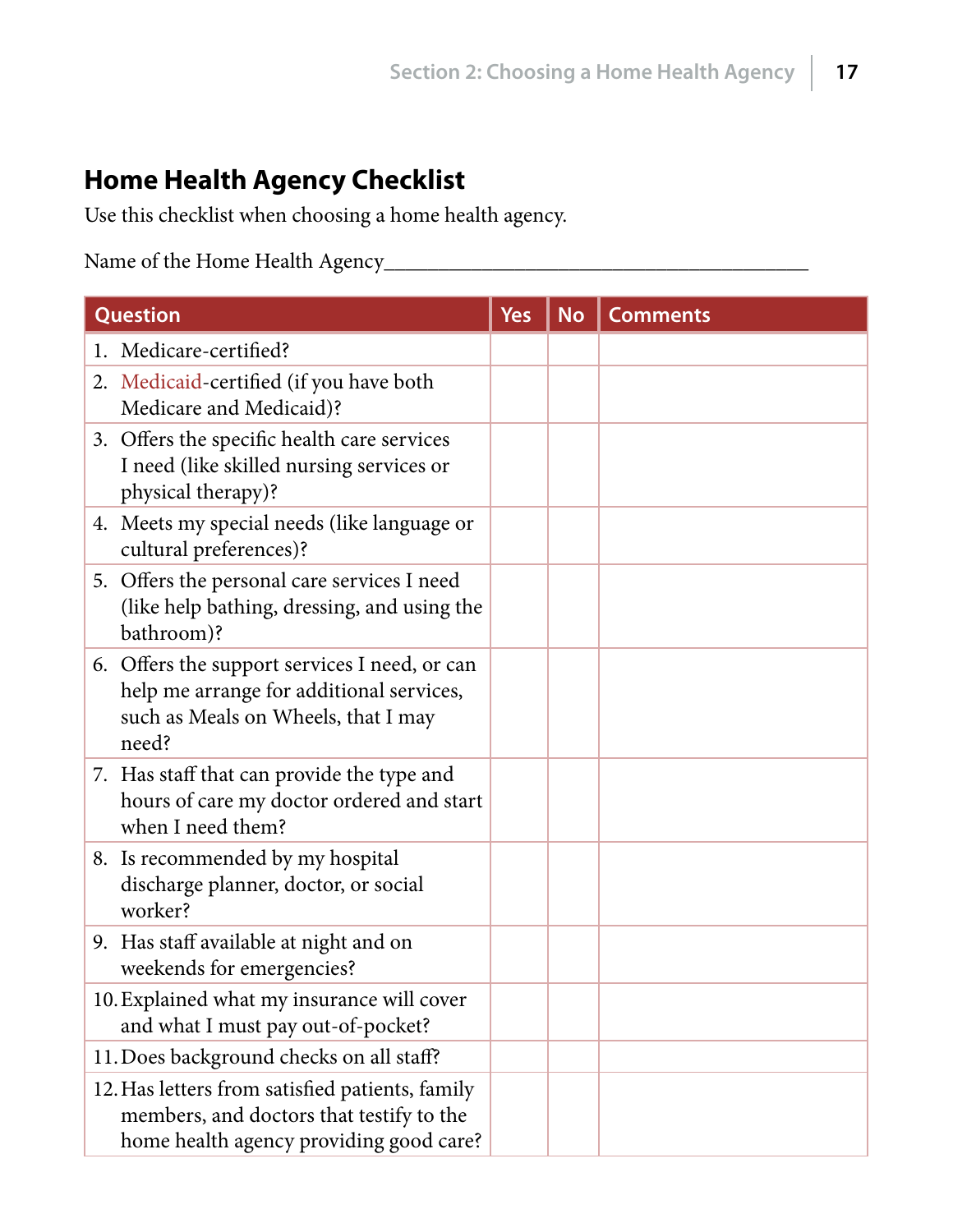## Home Health Agency Checklist

Use this checklist when choosing a home health agency.

Name of the Home Health Agency________________________________________

| Question | Yes | No | Comments |
|---|---|---|---|
| 1. Medicare-certified? | | | |
| 2. Medicaid-certified (if you have both Medicare and Medicaid)? | | | |
| 3. Offers the specific health care services I need (like skilled nursing services or physical therapy)? | | | |
| 4. Meets my special needs (like language or cultural preferences)? | | | |
| 5. Offers the personal care services I need (like help bathing, dressing, and using the bathroom)? | | | |
| 6. Offers the support services I need, or can help me arrange for additional services, such as Meals on Wheels, that I may need? | | | |
| 7. Has staff that can provide the type and hours of care my doctor ordered and start when I need them? | | | |
| 8. Is recommended by my hospital discharge planner, doctor, or social worker? | | | |
| 9. Has staff available at night and on weekends for emergencies? | | | |
| 10. Explained what my insurance will cover and what I must pay out-of-pocket? | | | |
| 11. Does background checks on all staff? | | | |
| 12. Has letters from satisfied patients, family members, and doctors that testify to the home health agency providing good care? | | | |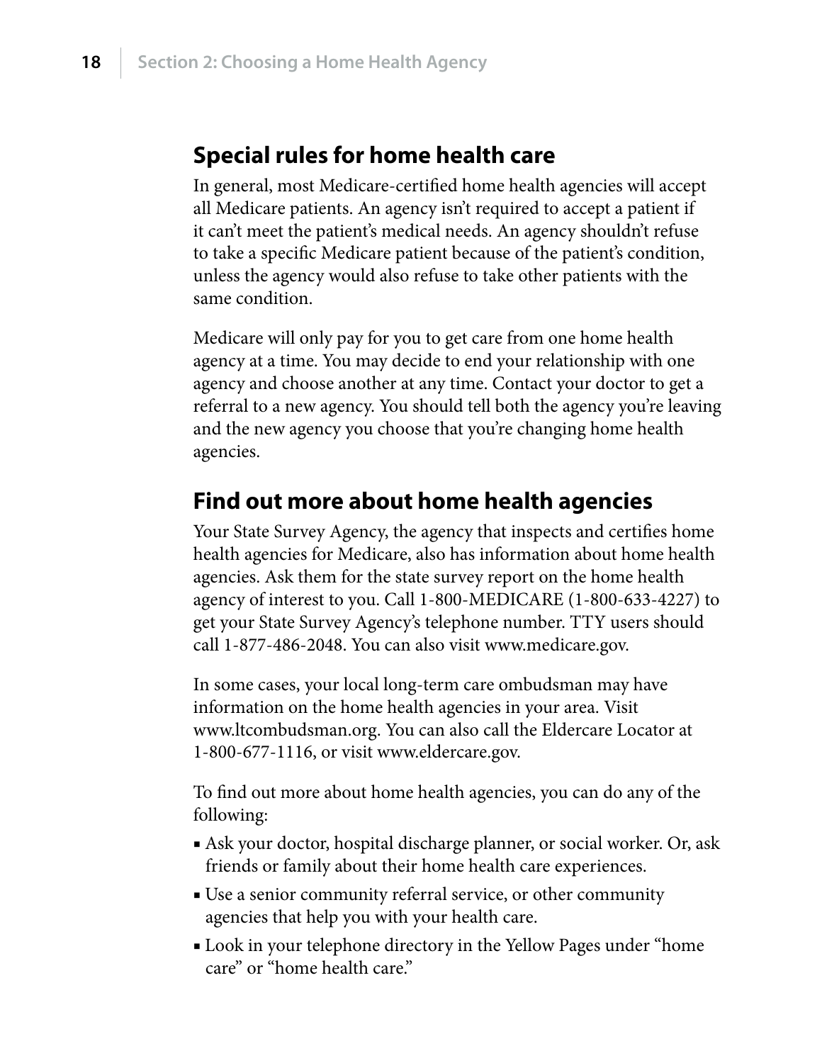## Special rules for home health care

In general, most Medicare-certified home health agencies will accept all Medicare patients. An agency isn't required to accept a patient if it can't meet the patient's medical needs. An agency shouldn't refuse to take a specific Medicare patient because of the patient's condition, unless the agency would also refuse to take other patients with the same condition.

Medicare will only pay for you to get care from one home health agency at a time. You may decide to end your relationship with one agency and choose another at any time. Contact your doctor to get a referral to a new agency. You should tell both the agency you're leaving and the new agency you choose that you're changing home health agencies.

## Find out more about home health agencies

Your State Survey Agency, the agency that inspects and certifies home health agencies for Medicare, also has information about home health agencies. Ask them for the state survey report on the home health agency of interest to you. Call 1-800-MEDICARE (1-800-633-4227) to get your State Survey Agency's telephone number. TTY users should call 1-877-486-2048. You can also visit www.medicare.gov.

In some cases, your local long-term care ombudsman may have information on the home health agencies in your area. Visit www.ltcombudsman.org. You can also call the Eldercare Locator at 1-800-677-1116, or visit www.eldercare.gov.

To find out more about home health agencies, you can do any of the following:

- Ask your doctor, hospital discharge planner, or social worker. Or, ask friends or family about their home health care experiences.
- Use a senior community referral service, or other community agencies that help you with your health care.
- Look in your telephone directory in the Yellow Pages under "home care" or "home health care."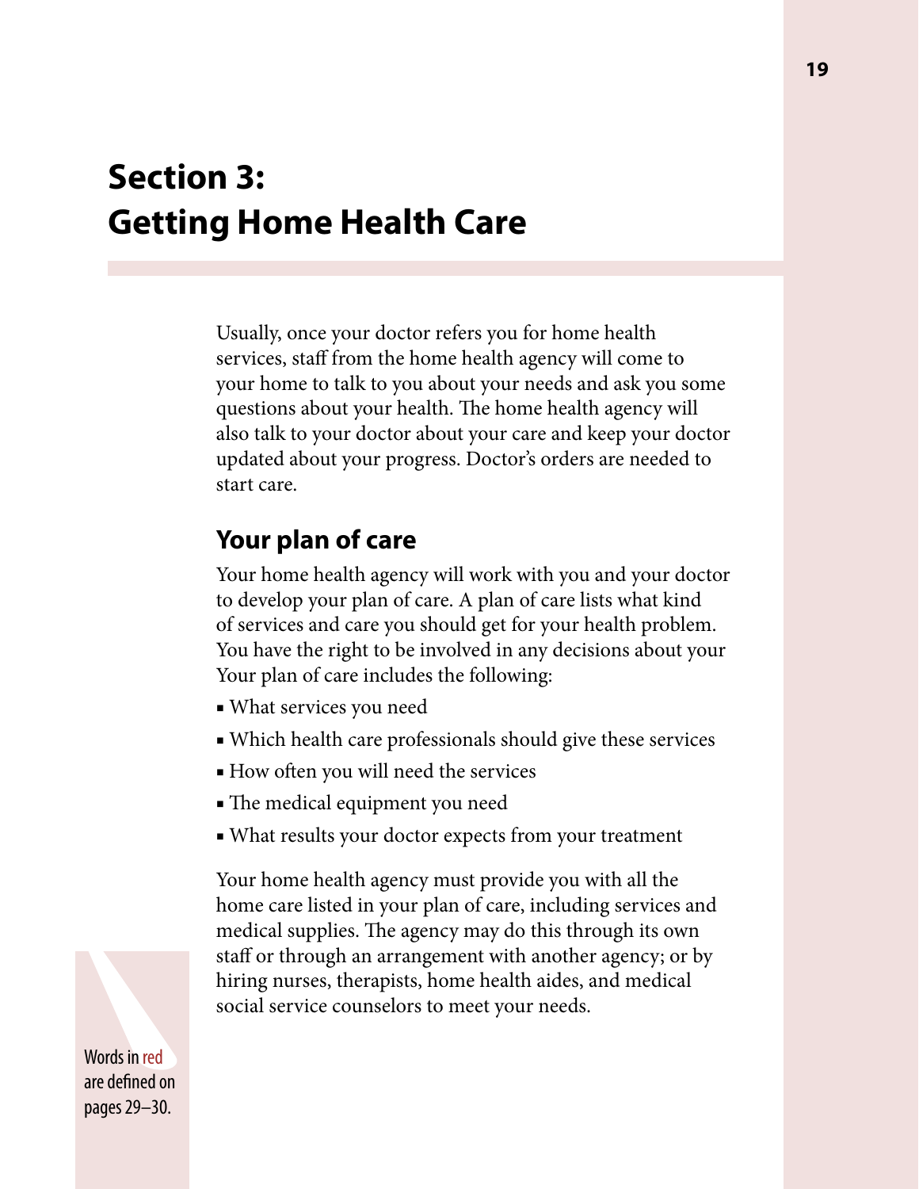# Section 3: Getting Home Health Care

Usually, once your doctor refers you for home health services, staff from the home health agency will come to your home to talk to you about your needs and ask you some questions about your health. The home health agency will also talk to your doctor about your care and keep your doctor updated about your progress. Doctor's orders are needed to start care.

## Your plan of care

Your home health agency will work with you and your doctor to develop your plan of care. A plan of care lists what kind of services and care you should get for your health problem. You have the right to be involved in any decisions about your Your plan of care includes the following:

- What services you need
- Which health care professionals should give these services
- How often you will need the services
- The medical equipment you need
- What results your doctor expects from your treatment

Your home health agency must provide you with all the home care listed in your plan of care, including services and medical supplies. The agency may do this through its own staff or through an arrangement with another agency; or by hiring nurses, therapists, home health aides, and medical social service counselors to meet your needs.

Words in red are defined on pages 29–30.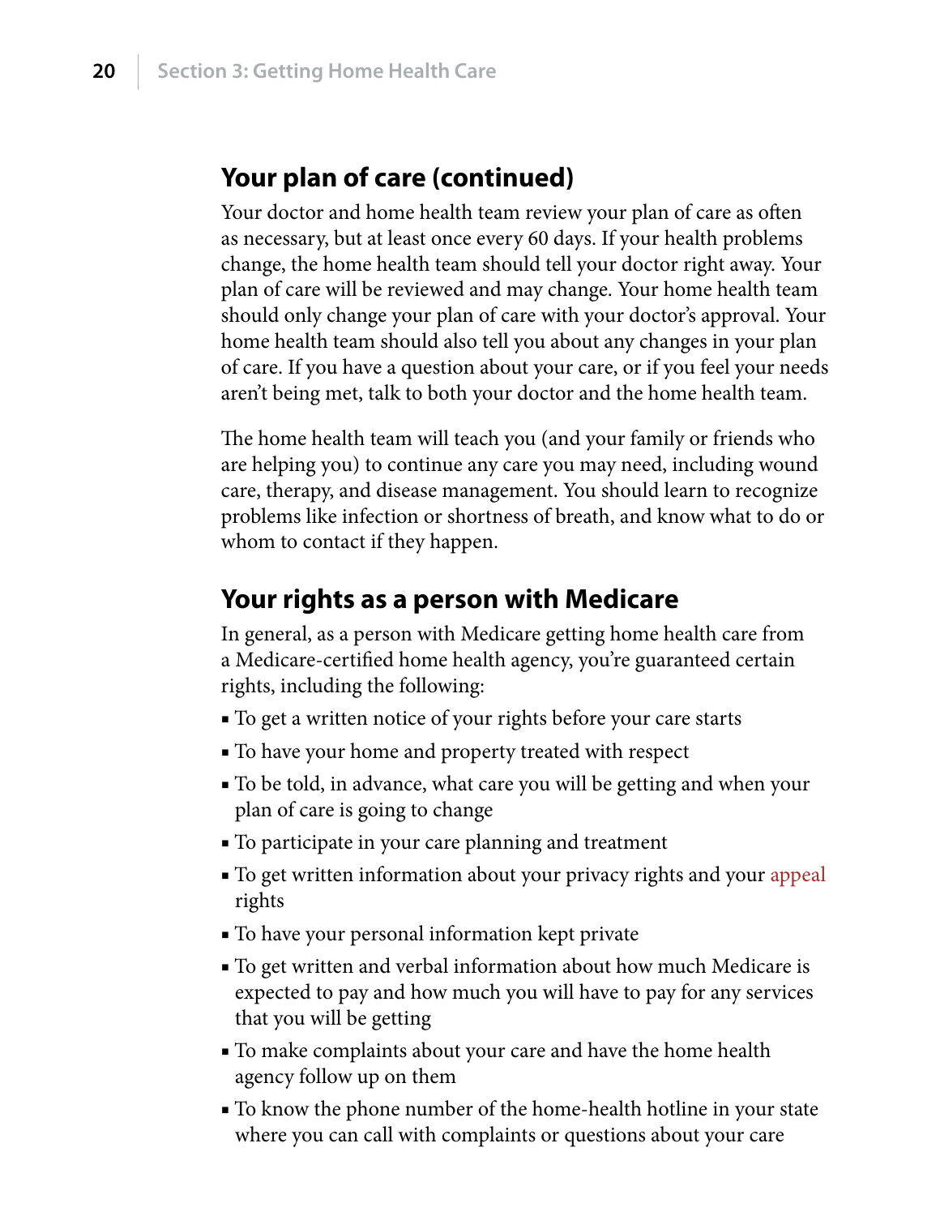## Your plan of care (continued)

Your doctor and home health team review your plan of care as often as necessary, but at least once every 60 days. If your health problems change, the home health team should tell your doctor right away. Your plan of care will be reviewed and may change. Your home health team should only change your plan of care with your doctor's approval. Your home health team should also tell you about any changes in your plan of care. If you have a question about your care, or if you feel your needs aren't being met, talk to both your doctor and the home health team.

The home health team will teach you (and your family or friends who are helping you) to continue any care you may need, including wound care, therapy, and disease management. You should learn to recognize problems like infection or shortness of breath, and know what to do or whom to contact if they happen.

## Your rights as a person with Medicare

In general, as a person with Medicare getting home health care from a Medicare-certified home health agency, you're guaranteed certain rights, including the following:

- To get a written notice of your rights before your care starts
- To have your home and property treated with respect
- To be told, in advance, what care you will be getting and when your plan of care is going to change
- To participate in your care planning and treatment
- To get written information about your privacy rights and your appeal rights
- To have your personal information kept private
- To get written and verbal information about how much Medicare is expected to pay and how much you will have to pay for any services that you will be getting
- To make complaints about your care and have the home health agency follow up on them
- To know the phone number of the home-health hotline in your state where you can call with complaints or questions about your care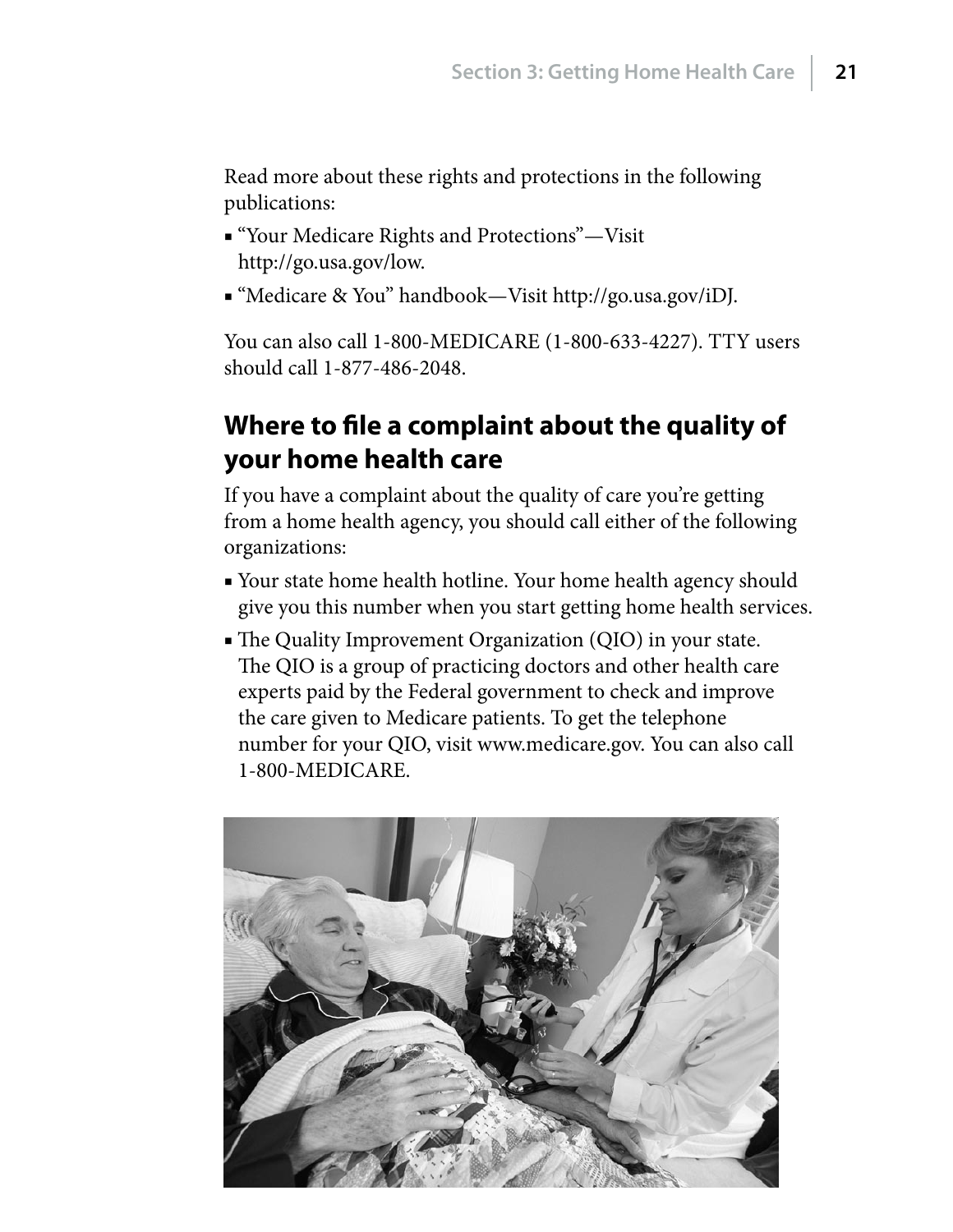Read more about these rights and protections in the following publications:

- "Your Medicare Rights and Protections"—Visit http://go.usa.gov/low.
- "Medicare & You" handbook—Visit http://go.usa.gov/iDJ.

You can also call 1-800-MEDICARE (1-800-633-4227). TTY users should call 1-877-486-2048.

## Where to file a complaint about the quality of your home health care

If you have a complaint about the quality of care you're getting from a home health agency, you should call either of the following organizations:

- Your state home health hotline. Your home health agency should give you this number when you start getting home health services.
- The Quality Improvement Organization (QIO) in your state. The QIO is a group of practicing doctors and other health care experts paid by the Federal government to check and improve the care given to Medicare patients. To get the telephone number for your QIO, visit www.medicare.gov. You can also call 1-800-MEDICARE.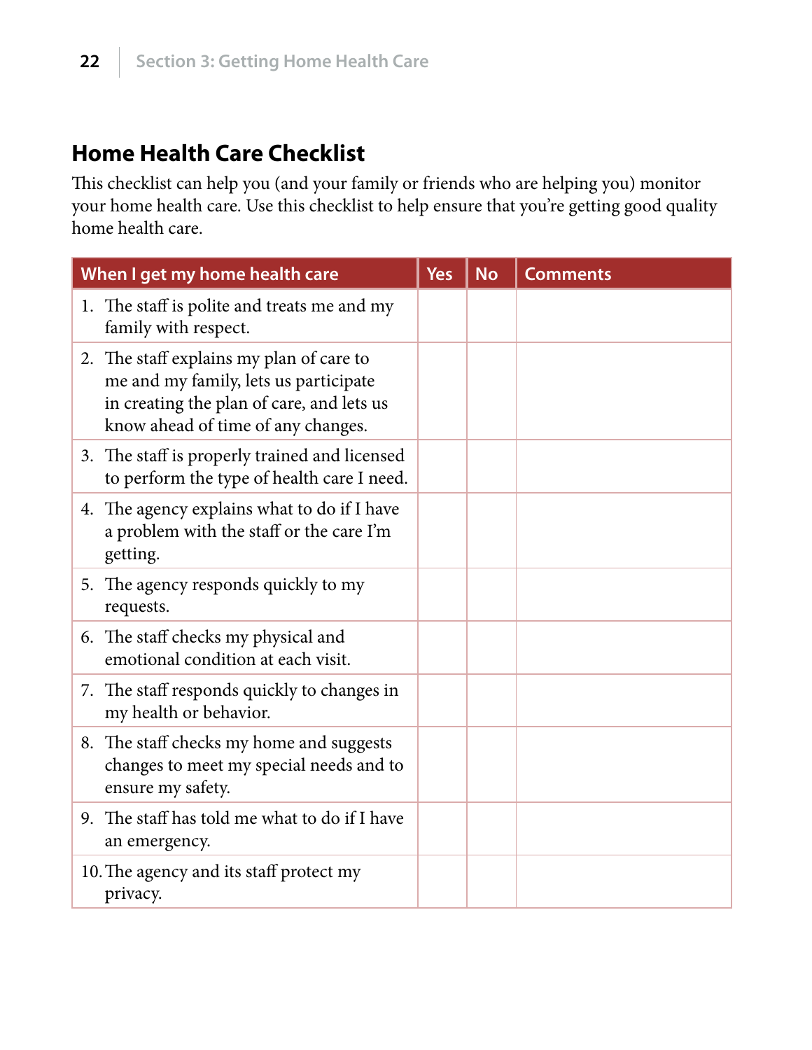## Home Health Care Checklist

This checklist can help you (and your family or friends who are helping you) monitor your home health care. Use this checklist to help ensure that you're getting good quality home health care.

| When I get my home health care | Yes | No | Comments |
|---|---|---|---|
| 1. The staff is polite and treats me and my family with respect. | | | |
| 2. The staff explains my plan of care to me and my family, lets us participate in creating the plan of care, and lets us know ahead of time of any changes. | | | |
| 3. The staff is properly trained and licensed to perform the type of health care I need. | | | |
| 4. The agency explains what to do if I have a problem with the staff or the care I'm getting. | | | |
| 5. The agency responds quickly to my requests. | | | |
| 6. The staff checks my physical and emotional condition at each visit. | | | |
| 7. The staff responds quickly to changes in my health or behavior. | | | |
| 8. The staff checks my home and suggests changes to meet my special needs and to ensure my safety. | | | |
| 9. The staff has told me what to do if I have an emergency. | | | |
| 10. The agency and its staff protect my privacy. | | | |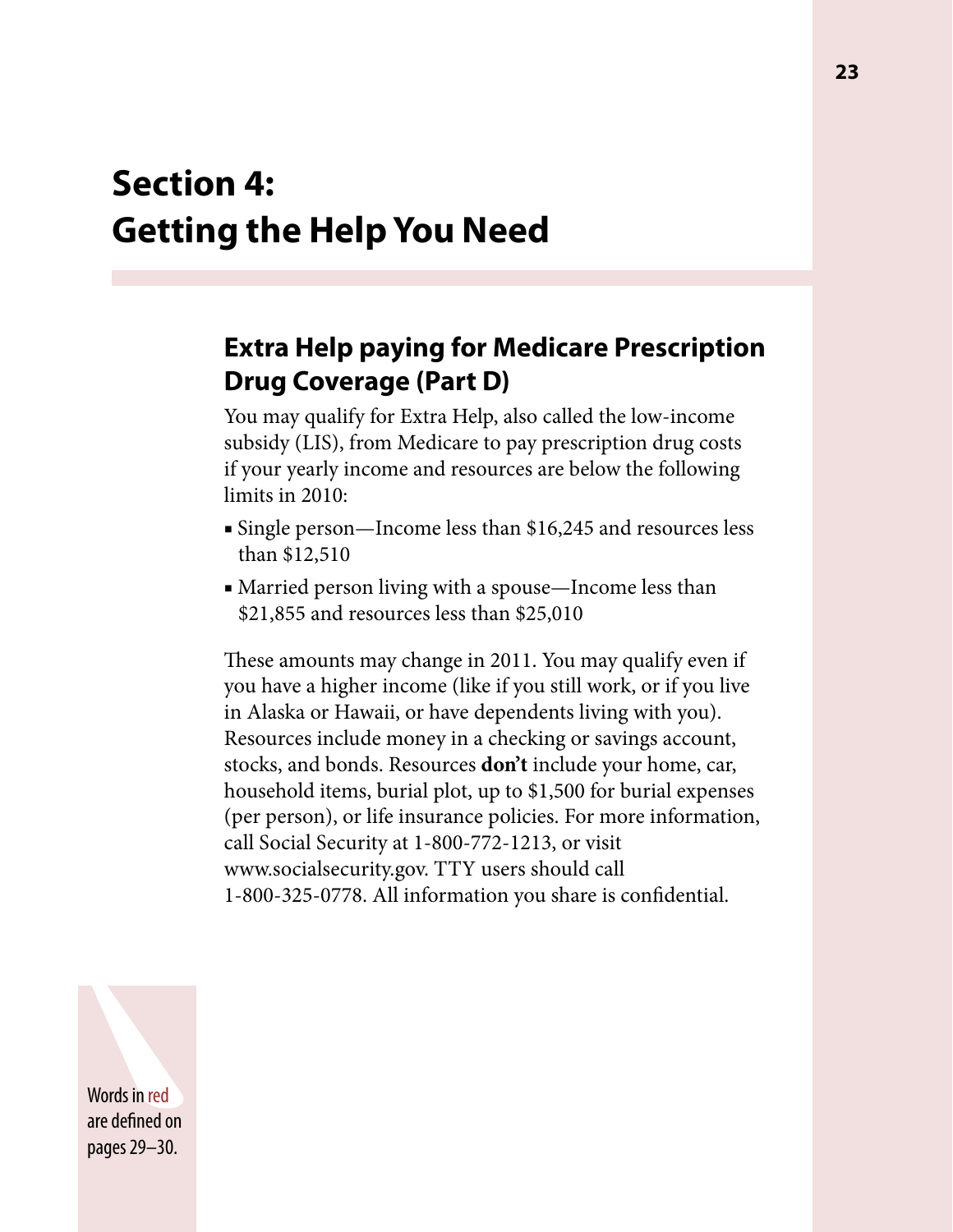# Section 4: Getting the Help You Need

## Extra Help paying for Medicare Prescription Drug Coverage (Part D)

You may qualify for Extra Help, also called the low-income subsidy (LIS), from Medicare to pay prescription drug costs if your yearly income and resources are below the following limits in 2010:

- Single person—Income less than $16,245 and resources less than $12,510
- Married person living with a spouse—Income less than $21,855 and resources less than $25,010

These amounts may change in 2011. You may qualify even if you have a higher income (like if you still work, or if you live in Alaska or Hawaii, or have dependents living with you). Resources include money in a checking or savings account, stocks, and bonds. Resources **don't** include your home, car, household items, burial plot, up to $1,500 for burial expenses (per person), or life insurance policies. For more information, call Social Security at 1-800-772-1213, or visit www.socialsecurity.gov. TTY users should call 1-800-325-0778. All information you share is confidential.

Words in red are defined on pages 29–30.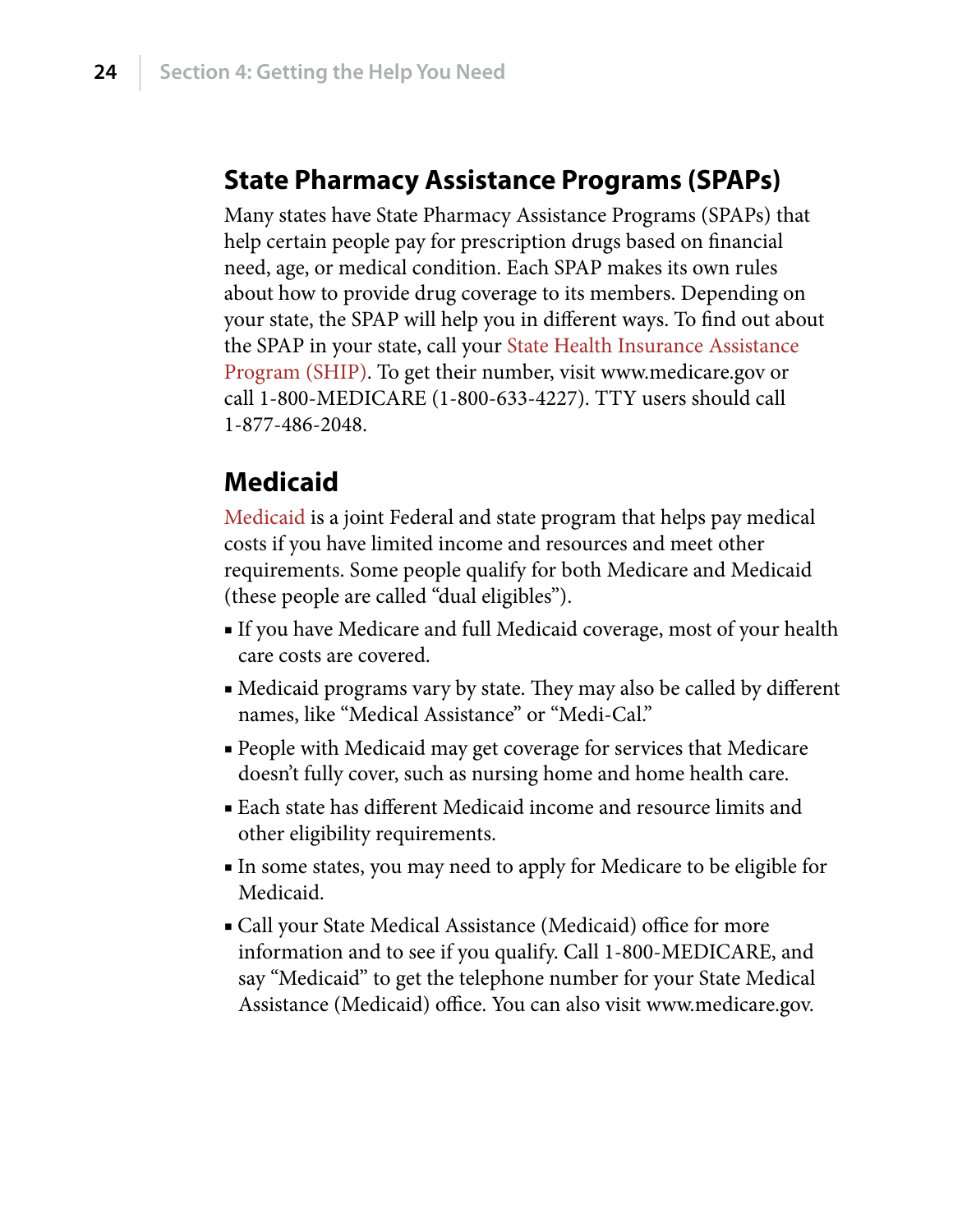## State Pharmacy Assistance Programs (SPAPs)

Many states have State Pharmacy Assistance Programs (SPAPs) that help certain people pay for prescription drugs based on financial need, age, or medical condition. Each SPAP makes its own rules about how to provide drug coverage to its members. Depending on your state, the SPAP will help you in different ways. To find out about the SPAP in your state, call your State Health Insurance Assistance Program (SHIP). To get their number, visit www.medicare.gov or call 1-800-MEDICARE (1-800-633-4227). TTY users should call 1-877-486-2048.

## Medicaid

Medicaid is a joint Federal and state program that helps pay medical costs if you have limited income and resources and meet other requirements. Some people qualify for both Medicare and Medicaid (these people are called "dual eligibles").

- If you have Medicare and full Medicaid coverage, most of your health care costs are covered.
- Medicaid programs vary by state. They may also be called by different names, like "Medical Assistance" or "Medi-Cal."
- People with Medicaid may get coverage for services that Medicare doesn't fully cover, such as nursing home and home health care.
- Each state has different Medicaid income and resource limits and other eligibility requirements.
- In some states, you may need to apply for Medicare to be eligible for Medicaid.
- Call your State Medical Assistance (Medicaid) office for more information and to see if you qualify. Call 1-800-MEDICARE, and say "Medicaid" to get the telephone number for your State Medical Assistance (Medicaid) office. You can also visit www.medicare.gov.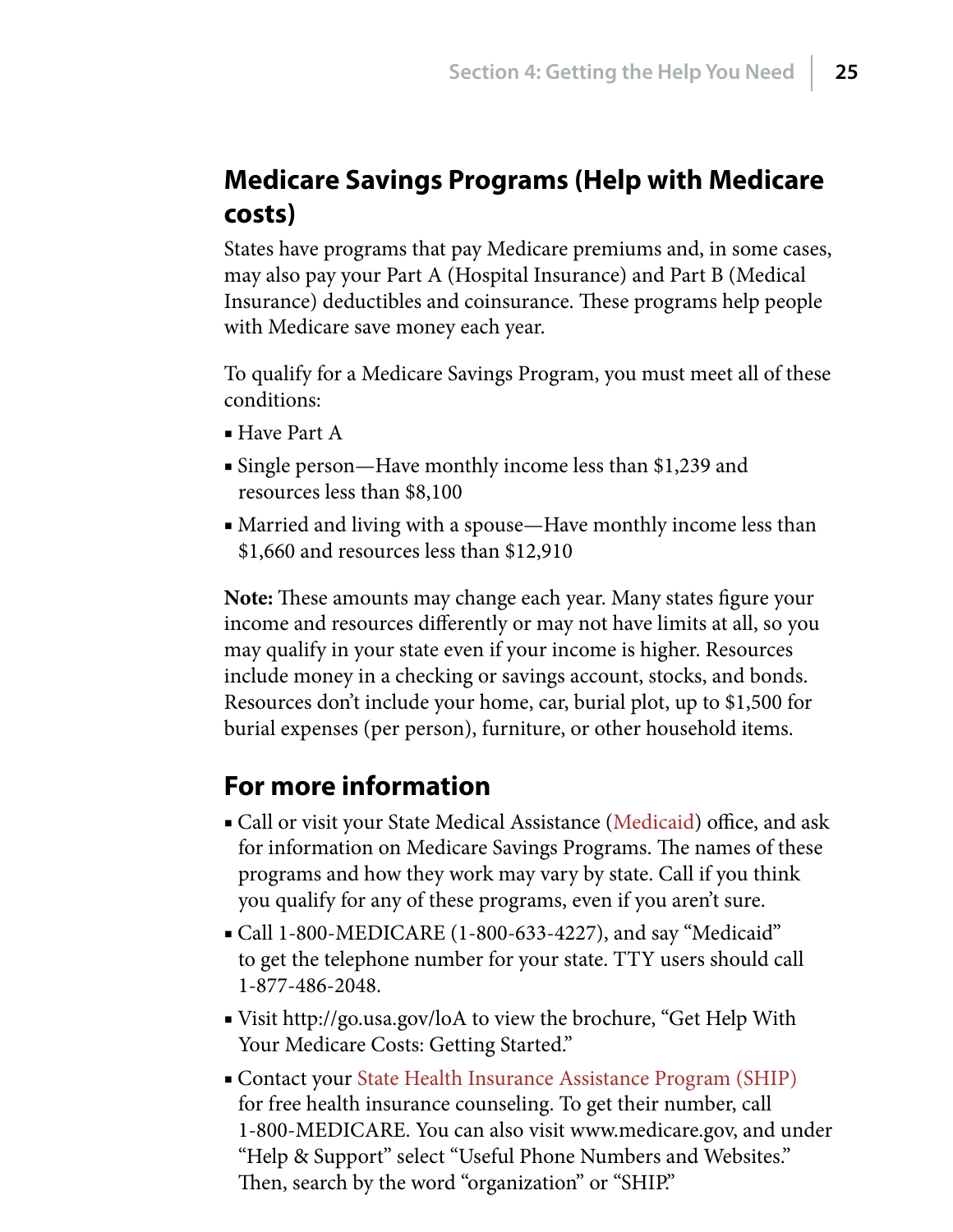## Medicare Savings Programs (Help with Medicare costs)

States have programs that pay Medicare premiums and, in some cases, may also pay your Part A (Hospital Insurance) and Part B (Medical Insurance) deductibles and coinsurance. These programs help people with Medicare save money each year.

To qualify for a Medicare Savings Program, you must meet all of these conditions:

- Have Part A
- Single person—Have monthly income less than $1,239 and resources less than $8,100
- Married and living with a spouse—Have monthly income less than $1,660 and resources less than $12,910

**Note:** These amounts may change each year. Many states figure your income and resources differently or may not have limits at all, so you may qualify in your state even if your income is higher. Resources include money in a checking or savings account, stocks, and bonds. Resources don't include your home, car, burial plot, up to $1,500 for burial expenses (per person), furniture, or other household items.

## For more information

- Call or visit your State Medical Assistance (Medicaid) office, and ask for information on Medicare Savings Programs. The names of these programs and how they work may vary by state. Call if you think you qualify for any of these programs, even if you aren't sure.
- Call 1-800-MEDICARE (1-800-633-4227), and say "Medicaid" to get the telephone number for your state. TTY users should call 1-877-486-2048.
- Visit http://go.usa.gov/loA to view the brochure, "Get Help With Your Medicare Costs: Getting Started."
- Contact your State Health Insurance Assistance Program (SHIP) for free health insurance counseling. To get their number, call 1-800-MEDICARE. You can also visit www.medicare.gov, and under "Help & Support" select "Useful Phone Numbers and Websites." Then, search by the word "organization" or "SHIP."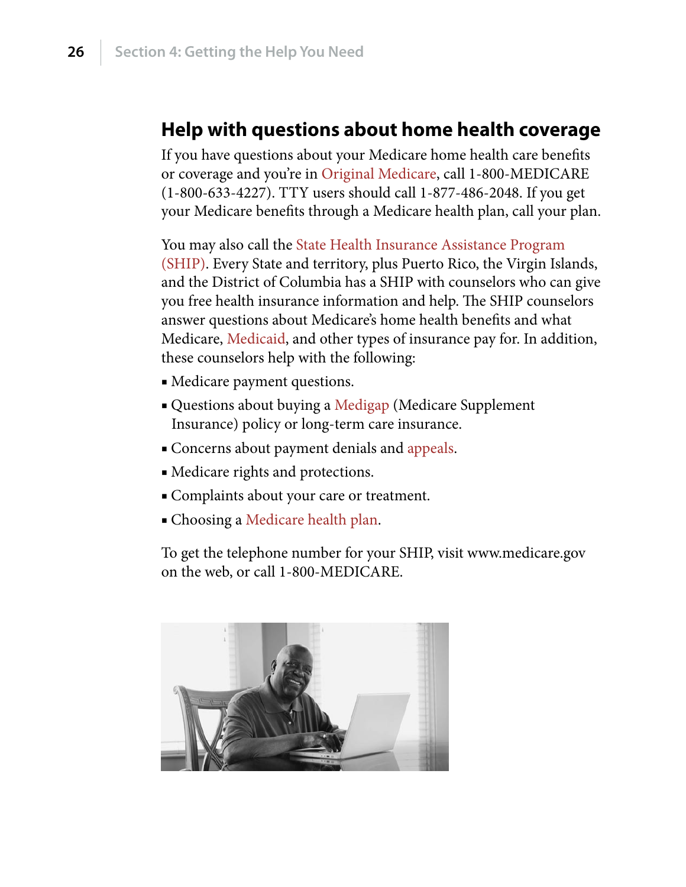## Help with questions about home health coverage

If you have questions about your Medicare home health care benefits or coverage and you're in Original Medicare, call 1-800-MEDICARE (1-800-633-4227). TTY users should call 1-877-486-2048. If you get your Medicare benefits through a Medicare health plan, call your plan.

You may also call the State Health Insurance Assistance Program (SHIP). Every State and territory, plus Puerto Rico, the Virgin Islands, and the District of Columbia has a SHIP with counselors who can give you free health insurance information and help. The SHIP counselors answer questions about Medicare's home health benefits and what Medicare, Medicaid, and other types of insurance pay for. In addition, these counselors help with the following:

- Medicare payment questions.
- Questions about buying a Medigap (Medicare Supplement Insurance) policy or long-term care insurance.
- Concerns about payment denials and appeals.
- Medicare rights and protections.
- Complaints about your care or treatment.
- Choosing a Medicare health plan.

To get the telephone number for your SHIP, visit www.medicare.gov on the web, or call 1-800-MEDICARE.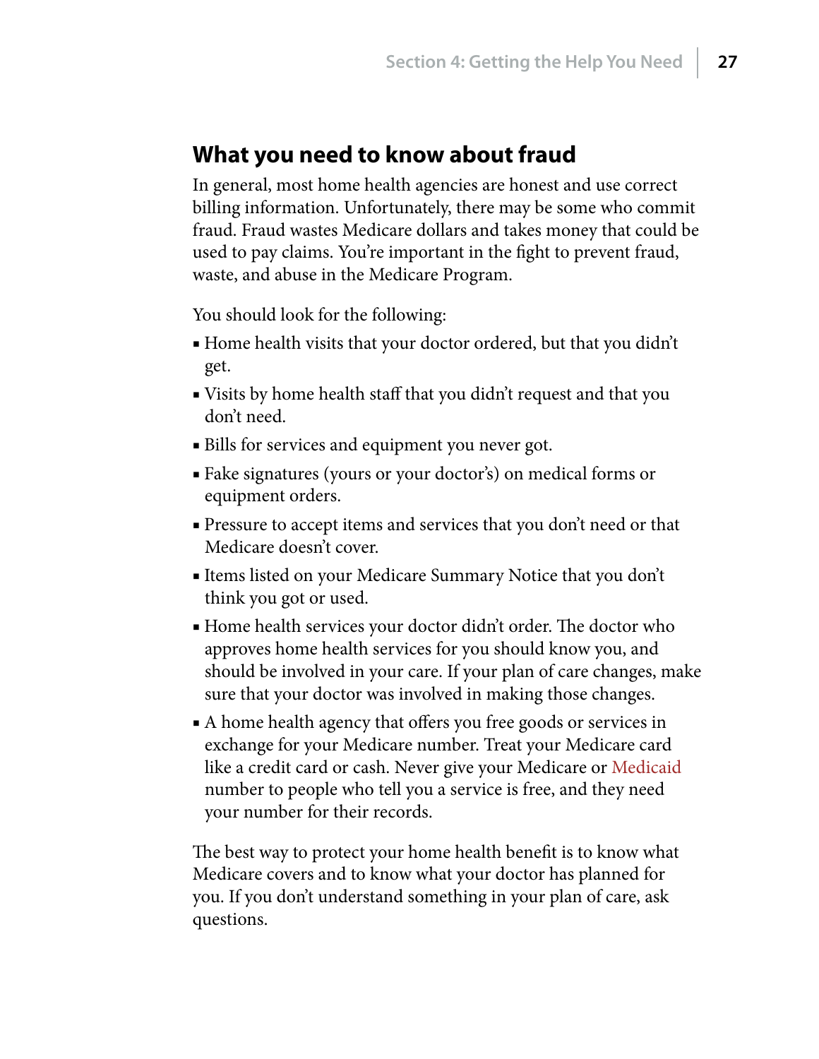## What you need to know about fraud

In general, most home health agencies are honest and use correct billing information. Unfortunately, there may be some who commit fraud. Fraud wastes Medicare dollars and takes money that could be used to pay claims. You're important in the fight to prevent fraud, waste, and abuse in the Medicare Program.

You should look for the following:

- Home health visits that your doctor ordered, but that you didn't get.
- Visits by home health staff that you didn't request and that you don't need.
- Bills for services and equipment you never got.
- Fake signatures (yours or your doctor's) on medical forms or equipment orders.
- Pressure to accept items and services that you don't need or that Medicare doesn't cover.
- Items listed on your Medicare Summary Notice that you don't think you got or used.
- Home health services your doctor didn't order. The doctor who approves home health services for you should know you, and should be involved in your care. If your plan of care changes, make sure that your doctor was involved in making those changes.
- A home health agency that offers you free goods or services in exchange for your Medicare number. Treat your Medicare card like a credit card or cash. Never give your Medicare or Medicaid number to people who tell you a service is free, and they need your number for their records.

The best way to protect your home health benefit is to know what Medicare covers and to know what your doctor has planned for you. If you don't understand something in your plan of care, ask questions.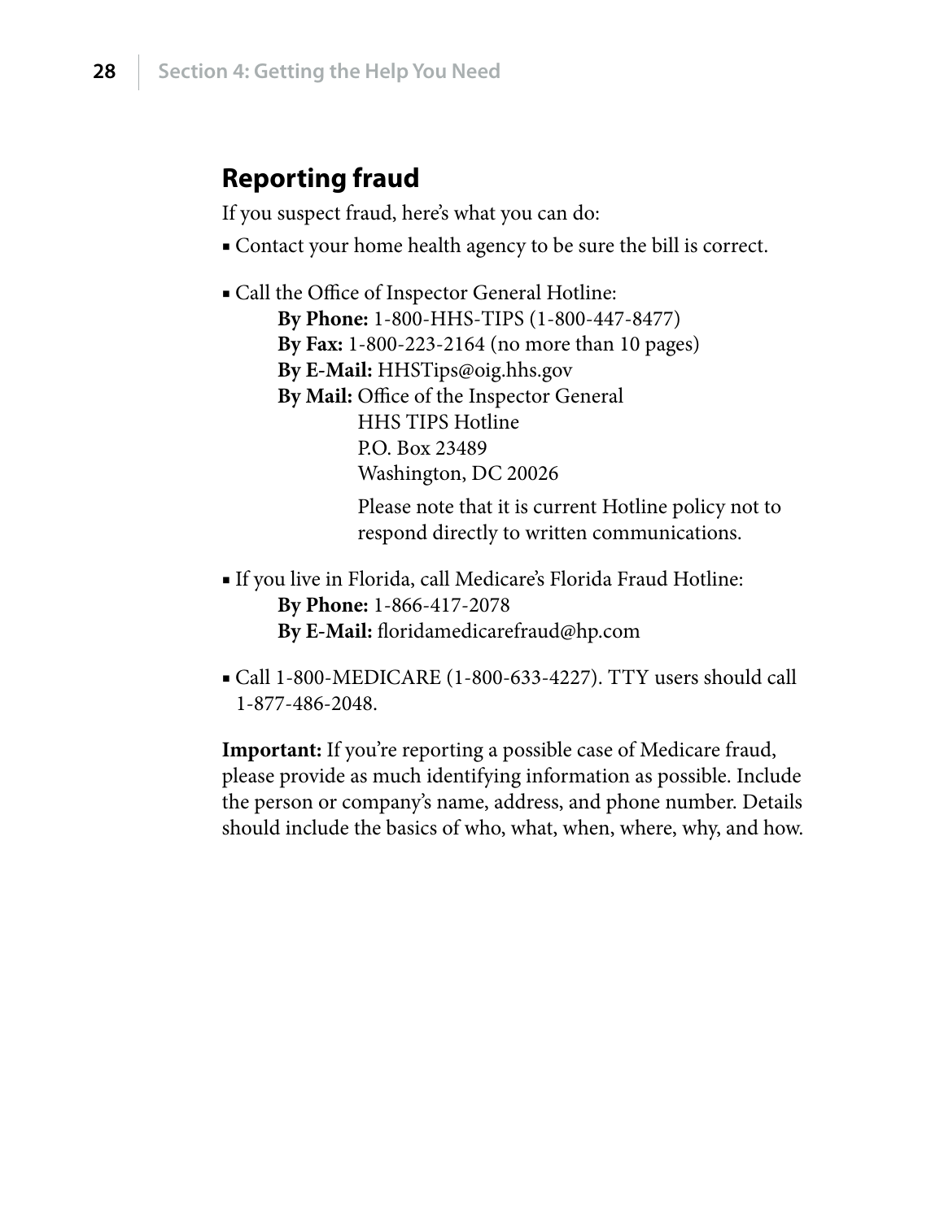## Reporting fraud

If you suspect fraud, here's what you can do:

- Contact your home health agency to be sure the bill is correct.

- Call the Office of Inspector General Hotline:
  - **By Phone:** 1-800-HHS-TIPS (1-800-447-8477)
  - **By Fax:** 1-800-223-2164 (no more than 10 pages)
  - **By E-Mail:** HHSTips@oig.hhs.gov
  - **By Mail:** Office of the Inspector General  
    HHS TIPS Hotline  
    P.O. Box 23489  
    Washington, DC 20026

    Please note that it is current Hotline policy not to respond directly to written communications.

- If you live in Florida, call Medicare's Florida Fraud Hotline:
  - **By Phone:** 1-866-417-2078
  - **By E-Mail:** floridamedicarefraud@hp.com

- Call 1-800-MEDICARE (1-800-633-4227). TTY users should call 1-877-486-2048.

**Important:** If you're reporting a possible case of Medicare fraud, please provide as much identifying information as possible. Include the person or company's name, address, and phone number. Details should include the basics of who, what, when, where, why, and how.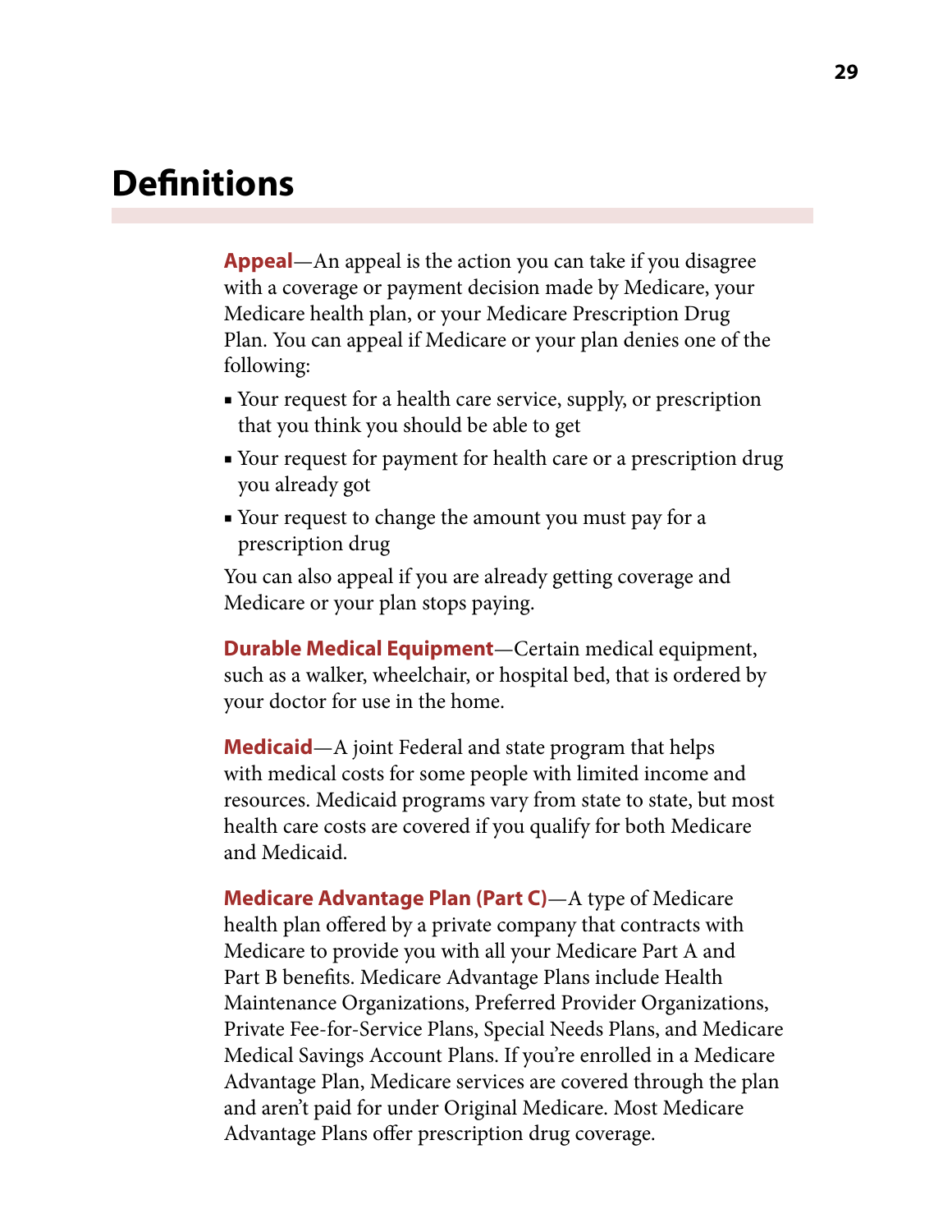# Definitions

**Appeal**—An appeal is the action you can take if you disagree with a coverage or payment decision made by Medicare, your Medicare health plan, or your Medicare Prescription Drug Plan. You can appeal if Medicare or your plan denies one of the following:

- Your request for a health care service, supply, or prescription that you think you should be able to get
- Your request for payment for health care or a prescription drug you already got
- Your request to change the amount you must pay for a prescription drug

You can also appeal if you are already getting coverage and Medicare or your plan stops paying.

**Durable Medical Equipment**—Certain medical equipment, such as a walker, wheelchair, or hospital bed, that is ordered by your doctor for use in the home.

**Medicaid**—A joint Federal and state program that helps with medical costs for some people with limited income and resources. Medicaid programs vary from state to state, but most health care costs are covered if you qualify for both Medicare and Medicaid.

**Medicare Advantage Plan (Part C)**—A type of Medicare health plan offered by a private company that contracts with Medicare to provide you with all your Medicare Part A and Part B benefits. Medicare Advantage Plans include Health Maintenance Organizations, Preferred Provider Organizations, Private Fee-for-Service Plans, Special Needs Plans, and Medicare Medical Savings Account Plans. If you're enrolled in a Medicare Advantage Plan, Medicare services are covered through the plan and aren't paid for under Original Medicare. Most Medicare Advantage Plans offer prescription drug coverage.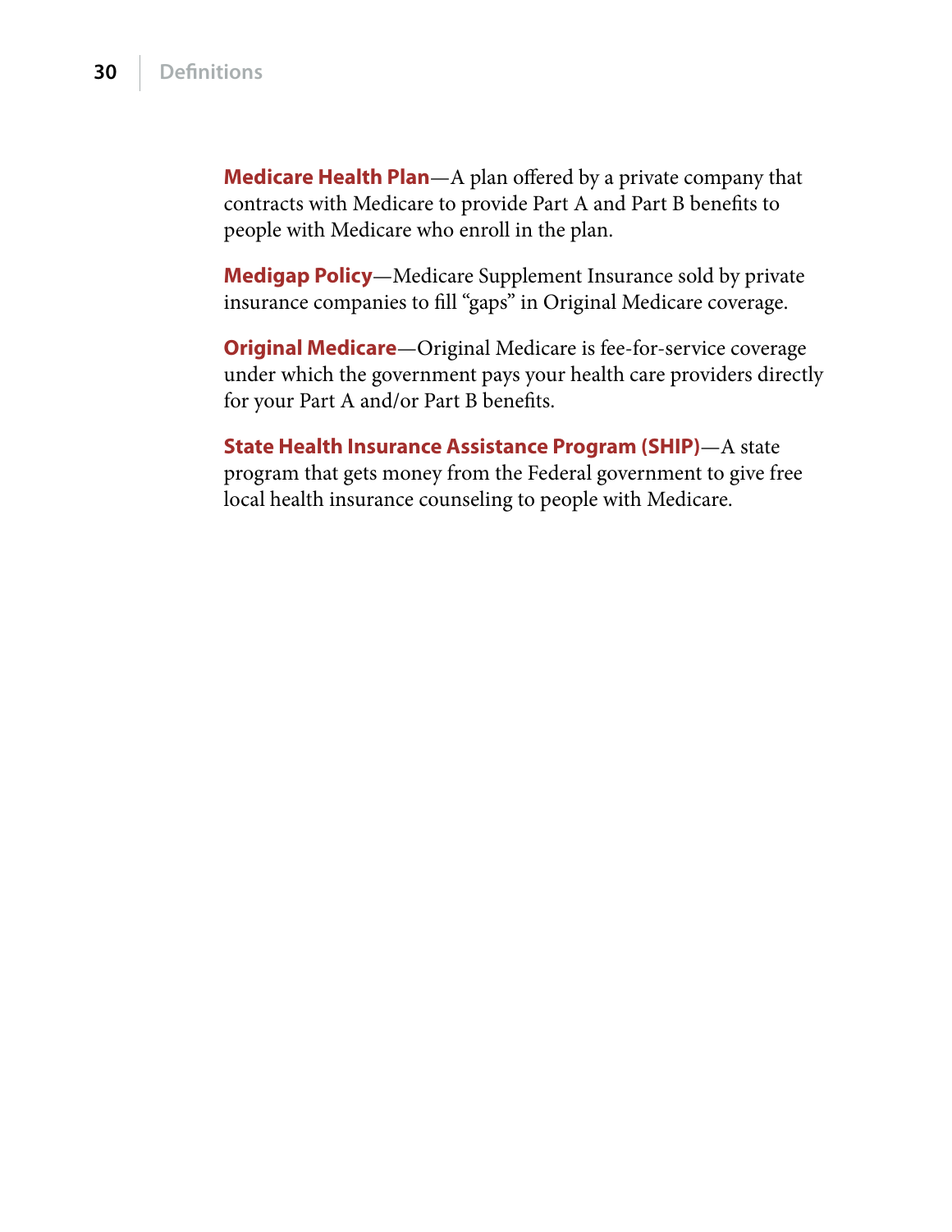**Medicare Health Plan**—A plan offered by a private company that contracts with Medicare to provide Part A and Part B benefits to people with Medicare who enroll in the plan.

**Medigap Policy**—Medicare Supplement Insurance sold by private insurance companies to fill "gaps" in Original Medicare coverage.

**Original Medicare**—Original Medicare is fee-for-service coverage under which the government pays your health care providers directly for your Part A and/or Part B benefits.

**State Health Insurance Assistance Program (SHIP)**—A state program that gets money from the Federal government to give free local health insurance counseling to people with Medicare.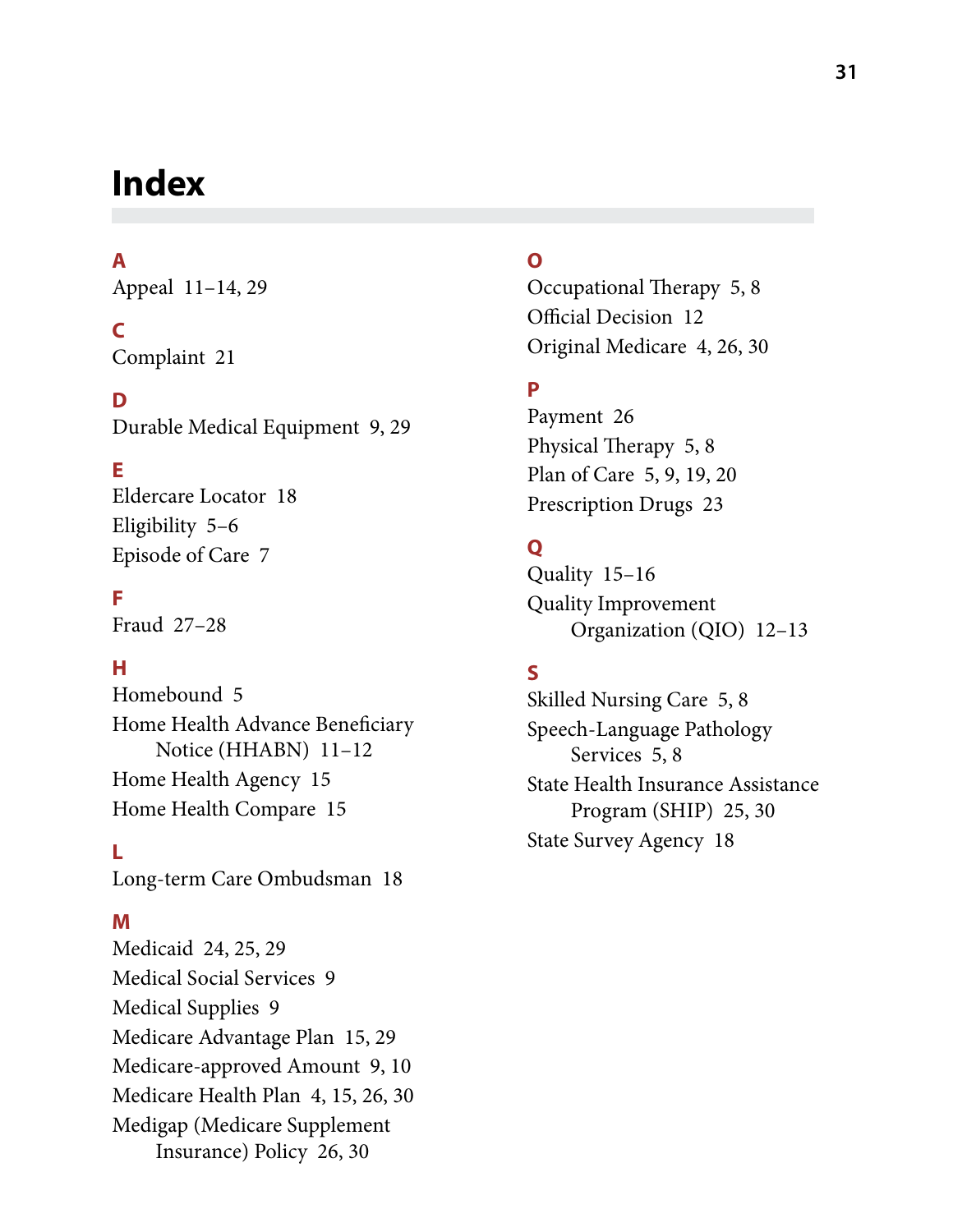# Index

## A

Appeal 11–14, 29

## C

Complaint 21

## D

Durable Medical Equipment 9, 29

## E

Eldercare Locator 18
Eligibility 5–6
Episode of Care 7

## F

Fraud 27–28

## H

Homebound 5
Home Health Advance Beneficiary Notice (HHABN) 11–12
Home Health Agency 15
Home Health Compare 15

## L

Long-term Care Ombudsman 18

## M

Medicaid 24, 25, 29
Medical Social Services 9
Medical Supplies 9
Medicare Advantage Plan 15, 29
Medicare-approved Amount 9, 10
Medicare Health Plan 4, 15, 26, 30
Medigap (Medicare Supplement Insurance) Policy 26, 30

## O

Occupational Therapy 5, 8
Official Decision 12
Original Medicare 4, 26, 30

## P

Payment 26
Physical Therapy 5, 8
Plan of Care 5, 9, 19, 20
Prescription Drugs 23

## Q

Quality 15–16
Quality Improvement Organization (QIO) 12–13

## S

Skilled Nursing Care 5, 8
Speech-Language Pathology Services 5, 8
State Health Insurance Assistance Program (SHIP) 25, 30
State Survey Agency 18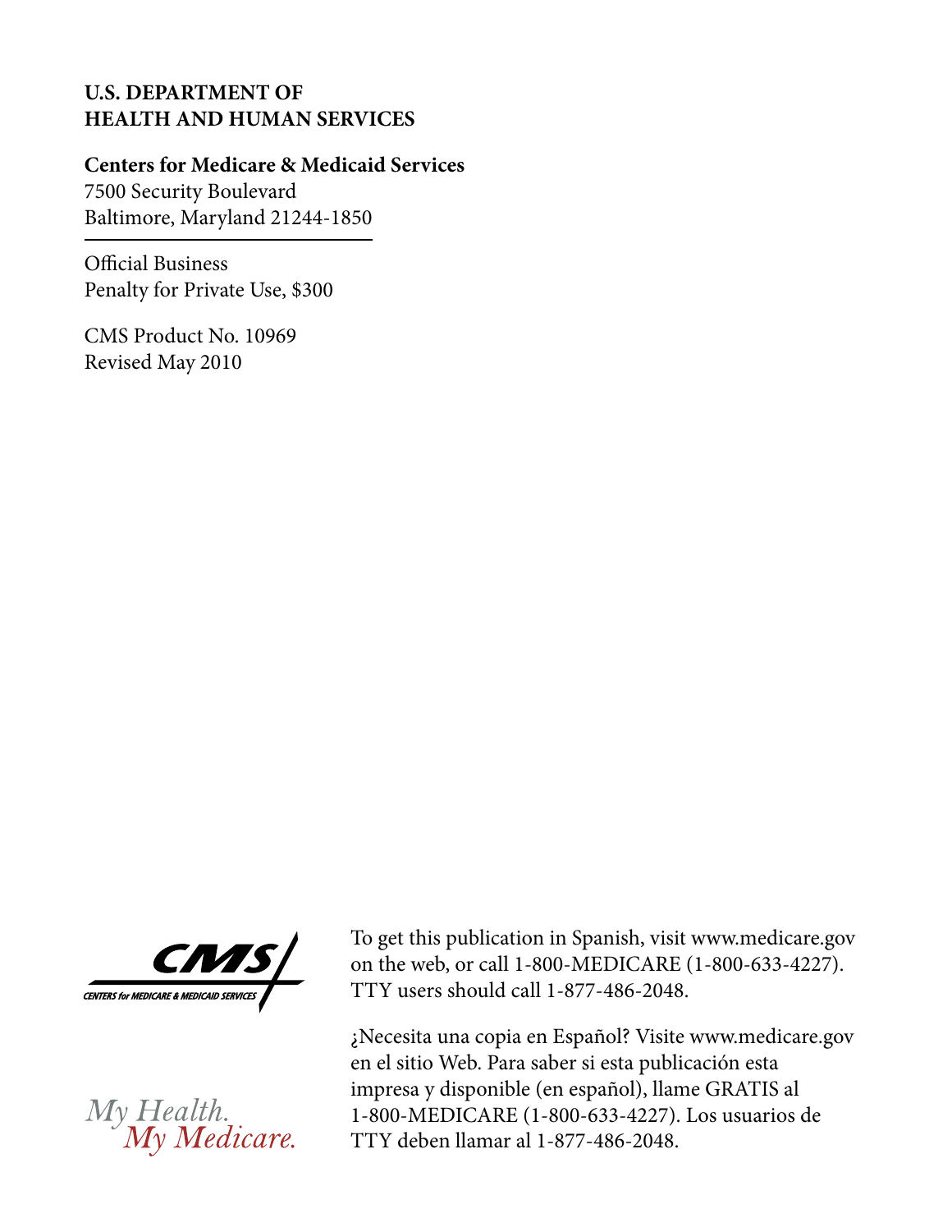**U.S. DEPARTMENT OF**
**HEALTH AND HUMAN SERVICES**

**Centers for Medicare & Medicaid Services**
7500 Security Boulevard
Baltimore, Maryland 21244-1850

Official Business
Penalty for Private Use, $300

CMS Product No. 10969
Revised May 2010

CMS
CENTERS for MEDICARE & MEDICAID SERVICES

*My Health.*
*My Medicare.*

To get this publication in Spanish, visit www.medicare.gov on the web, or call 1-800-MEDICARE (1-800-633-4227). TTY users should call 1-877-486-2048.

¿Necesita una copia en Español? Visite www.medicare.gov en el sitio Web. Para saber si esta publicación esta impresa y disponible (en español), llame GRATIS al 1-800-MEDICARE (1-800-633-4227). Los usuarios de TTY deben llamar al 1-877-486-2048.